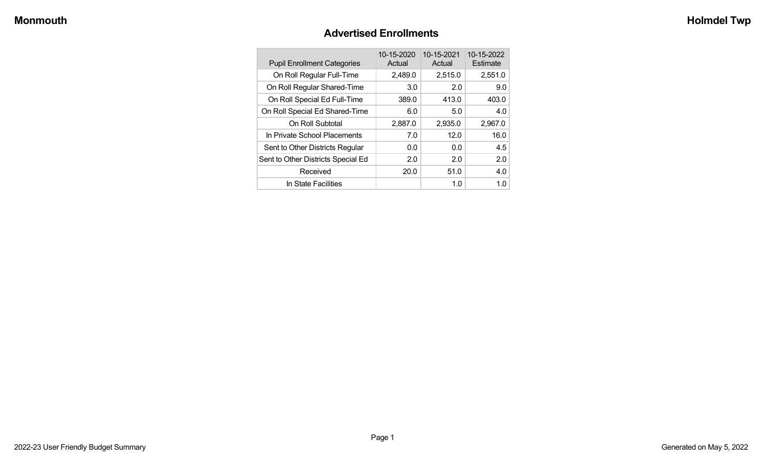Monmouth

Holmdel Twp

## Advertised Enrollments

| Pupil Enrollment Categories | 10-15-2020 Actual | 10-15-2021 Actual | 10-15-2022 Estimate |
|---|---|---|---|
| On Roll Regular Full-Time | 2,489.0 | 2,515.0 | 2,551.0 |
| On Roll Regular Shared-Time | 3.0 | 2.0 | 9.0 |
| On Roll Special Ed Full-Time | 389.0 | 413.0 | 403.0 |
| On Roll Special Ed Shared-Time | 6.0 | 5.0 | 4.0 |
| On Roll Subtotal | 2,887.0 | 2,935.0 | 2,967.0 |
| In Private School Placements | 7.0 | 12.0 | 16.0 |
| Sent to Other Districts Regular | 0.0 | 0.0 | 4.5 |
| Sent to Other Districts Special Ed | 2.0 | 2.0 | 2.0 |
| Received | 20.0 | 51.0 | 4.0 |
| In State Facilities | | 1.0 | 1.0 |

2022-23 User Friendly Budget Summary

Generated on May 5, 2022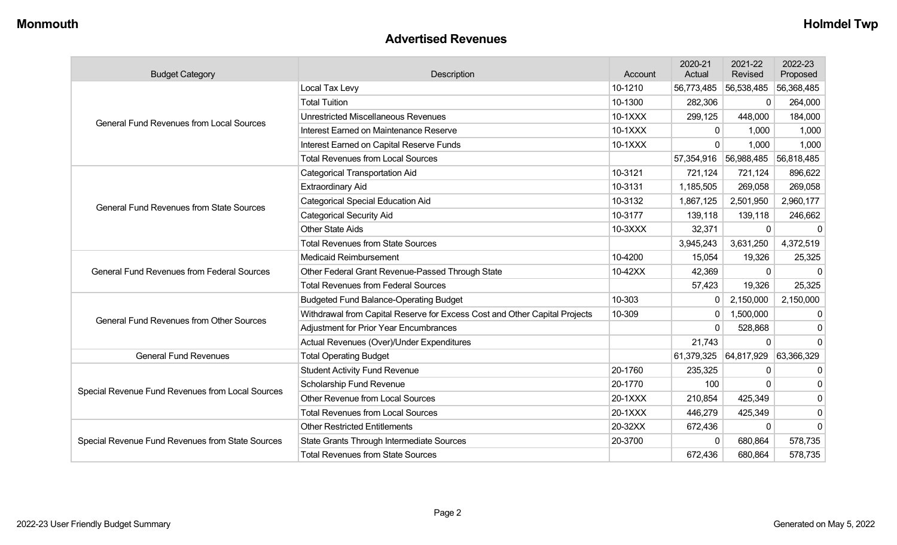## Advertised Revenues

| Budget Category | Description | Account | 2020-21 Actual | 2021-22 Revised | 2022-23 Proposed |
|---|---|---|---|---|---|
| General Fund Revenues from Local Sources | Local Tax Levy | 10-1210 | 56,773,485 | 56,538,485 | 56,368,485 |
| | Total Tuition | 10-1300 | 282,306 | 0 | 264,000 |
| | Unrestricted Miscellaneous Revenues | 10-1XXX | 299,125 | 448,000 | 184,000 |
| | Interest Earned on Maintenance Reserve | 10-1XXX | 0 | 1,000 | 1,000 |
| | Interest Earned on Capital Reserve Funds | 10-1XXX | 0 | 1,000 | 1,000 |
| | Total Revenues from Local Sources | | 57,354,916 | 56,988,485 | 56,818,485 |
| General Fund Revenues from State Sources | Categorical Transportation Aid | 10-3121 | 721,124 | 721,124 | 896,622 |
| | Extraordinary Aid | 10-3131 | 1,185,505 | 269,058 | 269,058 |
| | Categorical Special Education Aid | 10-3132 | 1,867,125 | 2,501,950 | 2,960,177 |
| | Categorical Security Aid | 10-3177 | 139,118 | 139,118 | 246,662 |
| | Other State Aids | 10-3XXX | 32,371 | 0 | 0 |
| | Total Revenues from State Sources | | 3,945,243 | 3,631,250 | 4,372,519 |
| General Fund Revenues from Federal Sources | Medicaid Reimbursement | 10-4200 | 15,054 | 19,326 | 25,325 |
| | Other Federal Grant Revenue-Passed Through State | 10-42XX | 42,369 | 0 | 0 |
| | Total Revenues from Federal Sources | | 57,423 | 19,326 | 25,325 |
| General Fund Revenues from Other Sources | Budgeted Fund Balance-Operating Budget | 10-303 | 0 | 2,150,000 | 2,150,000 |
| | Withdrawal from Capital Reserve for Excess Cost and Other Capital Projects | 10-309 | 0 | 1,500,000 | 0 |
| | Adjustment for Prior Year Encumbrances | | 0 | 528,868 | 0 |
| | Actual Revenues (Over)/Under Expenditures | | 21,743 | 0 | 0 |
| General Fund Revenues | Total Operating Budget | | 61,379,325 | 64,817,929 | 63,366,329 |
| Special Revenue Fund Revenues from Local Sources | Student Activity Fund Revenue | 20-1760 | 235,325 | 0 | 0 |
| | Scholarship Fund Revenue | 20-1770 | 100 | 0 | 0 |
| | Other Revenue from Local Sources | 20-1XXX | 210,854 | 425,349 | 0 |
| | Total Revenues from Local Sources | 20-1XXX | 446,279 | 425,349 | 0 |
| Special Revenue Fund Revenues from State Sources | Other Restricted Entitlements | 20-32XX | 672,436 | 0 | 0 |
| | State Grants Through Intermediate Sources | 20-3700 | 0 | 680,864 | 578,735 |
| | Total Revenues from State Sources | | 672,436 | 680,864 | 578,735 |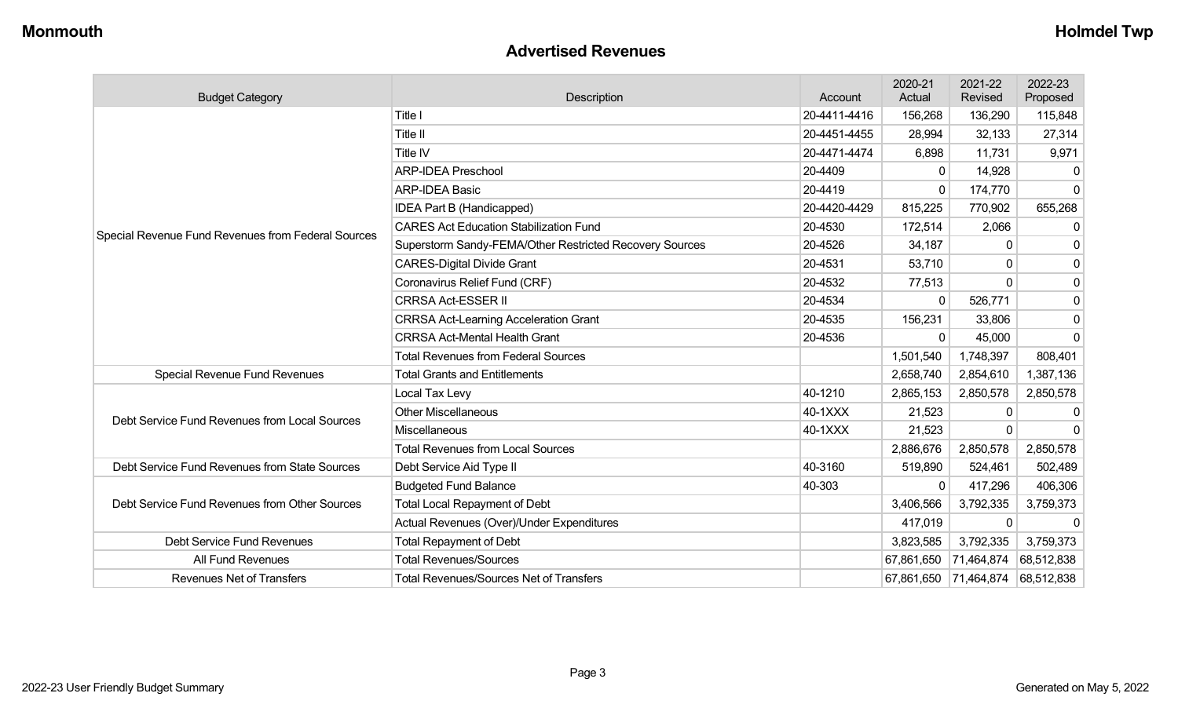## Advertised Revenues

| Budget Category | Description | Account | 2020-21 Actual | 2021-22 Revised | 2022-23 Proposed |
|---|---|---|---|---|---|
| Special Revenue Fund Revenues from Federal Sources | Title I | 20-4411-4416 | 156,268 | 136,290 | 115,848 |
| | Title II | 20-4451-4455 | 28,994 | 32,133 | 27,314 |
| | Title IV | 20-4471-4474 | 6,898 | 11,731 | 9,971 |
| | ARP-IDEA Preschool | 20-4409 | 0 | 14,928 | 0 |
| | ARP-IDEA Basic | 20-4419 | 0 | 174,770 | 0 |
| | IDEA Part B (Handicapped) | 20-4420-4429 | 815,225 | 770,902 | 655,268 |
| | CARES Act Education Stabilization Fund | 20-4530 | 172,514 | 2,066 | 0 |
| | Superstorm Sandy-FEMA/Other Restricted Recovery Sources | 20-4526 | 34,187 | 0 | 0 |
| | CARES-Digital Divide Grant | 20-4531 | 53,710 | 0 | 0 |
| | Coronavirus Relief Fund (CRF) | 20-4532 | 77,513 | 0 | 0 |
| | CRRSA Act-ESSER II | 20-4534 | 0 | 526,771 | 0 |
| | CRRSA Act-Learning Acceleration Grant | 20-4535 | 156,231 | 33,806 | 0 |
| | CRRSA Act-Mental Health Grant | 20-4536 | 0 | 45,000 | 0 |
| | Total Revenues from Federal Sources | | 1,501,540 | 1,748,397 | 808,401 |
| Special Revenue Fund Revenues | Total Grants and Entitlements | | 2,658,740 | 2,854,610 | 1,387,136 |
| Debt Service Fund Revenues from Local Sources | Local Tax Levy | 40-1210 | 2,865,153 | 2,850,578 | 2,850,578 |
| | Other Miscellaneous | 40-1XXX | 21,523 | 0 | 0 |
| | Miscellaneous | 40-1XXX | 21,523 | 0 | 0 |
| | Total Revenues from Local Sources | | 2,886,676 | 2,850,578 | 2,850,578 |
| Debt Service Fund Revenues from State Sources | Debt Service Aid Type II | 40-3160 | 519,890 | 524,461 | 502,489 |
| Debt Service Fund Revenues from Other Sources | Budgeted Fund Balance | 40-303 | 0 | 417,296 | 406,306 |
| | Total Local Repayment of Debt | | 3,406,566 | 3,792,335 | 3,759,373 |
| | Actual Revenues (Over)/Under Expenditures | | 417,019 | 0 | 0 |
| Debt Service Fund Revenues | Total Repayment of Debt | | 3,823,585 | 3,792,335 | 3,759,373 |
| All Fund Revenues | Total Revenues/Sources | | 67,861,650 | 71,464,874 | 68,512,838 |
| Revenues Net of Transfers | Total Revenues/Sources Net of Transfers | | 67,861,650 | 71,464,874 | 68,512,838 |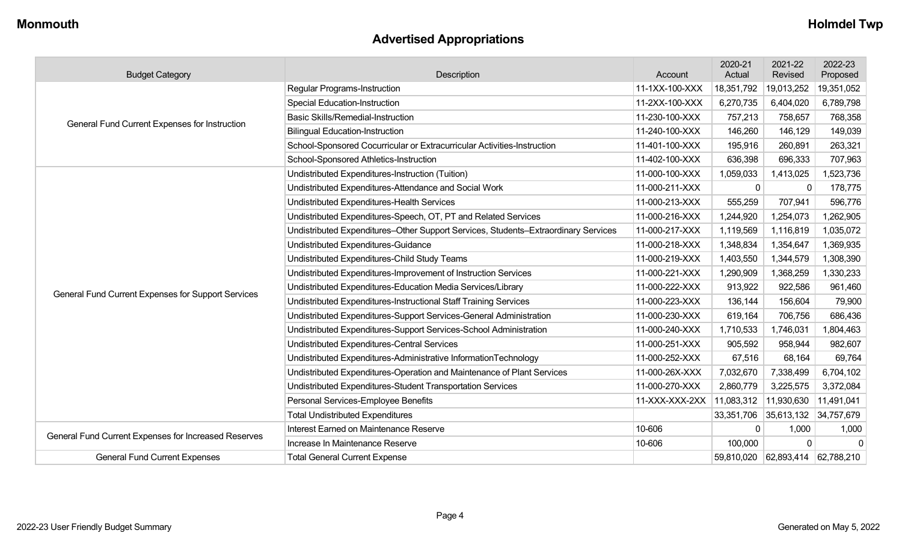## Advertised Appropriations

| Budget Category | Description | Account | 2020-21 Actual | 2021-22 Revised | 2022-23 Proposed |
|---|---|---|---|---|---|
| General Fund Current Expenses for Instruction | Regular Programs-Instruction | 11-1XX-100-XXX | 18,351,792 | 19,013,252 | 19,351,052 |
| | Special Education-Instruction | 11-2XX-100-XXX | 6,270,735 | 6,404,020 | 6,789,798 |
| | Basic Skills/Remedial-Instruction | 11-230-100-XXX | 757,213 | 758,657 | 768,358 |
| | Bilingual Education-Instruction | 11-240-100-XXX | 146,260 | 146,129 | 149,039 |
| | School-Sponsored Cocurricular or Extracurricular Activities-Instruction | 11-401-100-XXX | 195,916 | 260,891 | 263,321 |
| | School-Sponsored Athletics-Instruction | 11-402-100-XXX | 636,398 | 696,333 | 707,963 |
| General Fund Current Expenses for Support Services | Undistributed Expenditures-Instruction (Tuition) | 11-000-100-XXX | 1,059,033 | 1,413,025 | 1,523,736 |
| | Undistributed Expenditures-Attendance and Social Work | 11-000-211-XXX | 0 | 0 | 178,775 |
| | Undistributed Expenditures-Health Services | 11-000-213-XXX | 555,259 | 707,941 | 596,776 |
| | Undistributed Expenditures-Speech, OT, PT and Related Services | 11-000-216-XXX | 1,244,920 | 1,254,073 | 1,262,905 |
| | Undistributed Expenditures–Other Support Services, Students–Extraordinary Services | 11-000-217-XXX | 1,119,569 | 1,116,819 | 1,035,072 |
| | Undistributed Expenditures-Guidance | 11-000-218-XXX | 1,348,834 | 1,354,647 | 1,369,935 |
| | Undistributed Expenditures-Child Study Teams | 11-000-219-XXX | 1,403,550 | 1,344,579 | 1,308,390 |
| | Undistributed Expenditures-Improvement of Instruction Services | 11-000-221-XXX | 1,290,909 | 1,368,259 | 1,330,233 |
| | Undistributed Expenditures-Education Media Services/Library | 11-000-222-XXX | 913,922 | 922,586 | 961,460 |
| | Undistributed Expenditures-Instructional Staff Training Services | 11-000-223-XXX | 136,144 | 156,604 | 79,900 |
| | Undistributed Expenditures-Support Services-General Administration | 11-000-230-XXX | 619,164 | 706,756 | 686,436 |
| | Undistributed Expenditures-Support Services-School Administration | 11-000-240-XXX | 1,710,533 | 1,746,031 | 1,804,463 |
| | Undistributed Expenditures-Central Services | 11-000-251-XXX | 905,592 | 958,944 | 982,607 |
| | Undistributed Expenditures-Administrative InformationTechnology | 11-000-252-XXX | 67,516 | 68,164 | 69,764 |
| | Undistributed Expenditures-Operation and Maintenance of Plant Services | 11-000-26X-XXX | 7,032,670 | 7,338,499 | 6,704,102 |
| | Undistributed Expenditures-Student Transportation Services | 11-000-270-XXX | 2,860,779 | 3,225,575 | 3,372,084 |
| | Personal Services-Employee Benefits | 11-XXX-XXX-2XX | 11,083,312 | 11,930,630 | 11,491,041 |
| | Total Undistributed Expenditures | | 33,351,706 | 35,613,132 | 34,757,679 |
| General Fund Current Expenses for Increased Reserves | Interest Earned on Maintenance Reserve | 10-606 | 0 | 1,000 | 1,000 |
| | Increase In Maintenance Reserve | 10-606 | 100,000 | 0 | 0 |
| General Fund Current Expenses | Total General Current Expense | | 59,810,020 | 62,893,414 | 62,788,210 |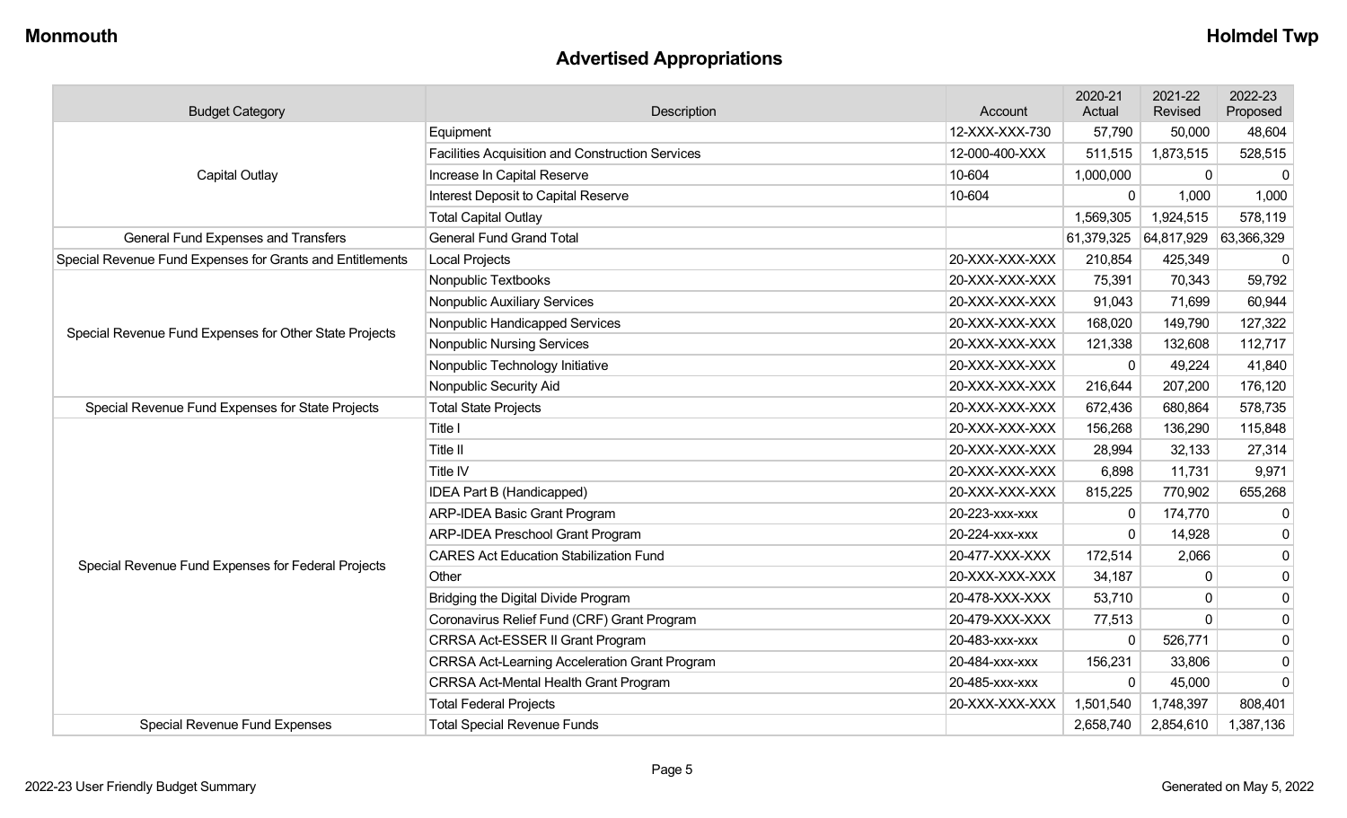## Advertised Appropriations

| Budget Category | Description | Account | 2020-21 Actual | 2021-22 Revised | 2022-23 Proposed |
|---|---|---|---|---|---|
| Capital Outlay | Equipment | 12-XXX-XXX-730 | 57,790 | 50,000 | 48,604 |
| | Facilities Acquisition and Construction Services | 12-000-400-XXX | 511,515 | 1,873,515 | 528,515 |
| | Increase In Capital Reserve | 10-604 | 1,000,000 | 0 | 0 |
| | Interest Deposit to Capital Reserve | 10-604 | 0 | 1,000 | 1,000 |
| | Total Capital Outlay | | 1,569,305 | 1,924,515 | 578,119 |
| General Fund Expenses and Transfers | General Fund Grand Total | | 61,379,325 | 64,817,929 | 63,366,329 |
| Special Revenue Fund Expenses for Grants and Entitlements | Local Projects | 20-XXX-XXX-XXX | 210,854 | 425,349 | 0 |
| Special Revenue Fund Expenses for Other State Projects | Nonpublic Textbooks | 20-XXX-XXX-XXX | 75,391 | 70,343 | 59,792 |
| | Nonpublic Auxiliary Services | 20-XXX-XXX-XXX | 91,043 | 71,699 | 60,944 |
| | Nonpublic Handicapped Services | 20-XXX-XXX-XXX | 168,020 | 149,790 | 127,322 |
| | Nonpublic Nursing Services | 20-XXX-XXX-XXX | 121,338 | 132,608 | 112,717 |
| | Nonpublic Technology Initiative | 20-XXX-XXX-XXX | 0 | 49,224 | 41,840 |
| | Nonpublic Security Aid | 20-XXX-XXX-XXX | 216,644 | 207,200 | 176,120 |
| Special Revenue Fund Expenses for State Projects | Total State Projects | 20-XXX-XXX-XXX | 672,436 | 680,864 | 578,735 |
| Special Revenue Fund Expenses for Federal Projects | Title I | 20-XXX-XXX-XXX | 156,268 | 136,290 | 115,848 |
| | Title II | 20-XXX-XXX-XXX | 28,994 | 32,133 | 27,314 |
| | Title IV | 20-XXX-XXX-XXX | 6,898 | 11,731 | 9,971 |
| | IDEA Part B (Handicapped) | 20-XXX-XXX-XXX | 815,225 | 770,902 | 655,268 |
| | ARP-IDEA Basic Grant Program | 20-223-xxx-xxx | 0 | 174,770 | 0 |
| | ARP-IDEA Preschool Grant Program | 20-224-xxx-xxx | 0 | 14,928 | 0 |
| | CARES Act Education Stabilization Fund | 20-477-XXX-XXX | 172,514 | 2,066 | 0 |
| | Other | 20-XXX-XXX-XXX | 34,187 | 0 | 0 |
| | Bridging the Digital Divide Program | 20-478-XXX-XXX | 53,710 | 0 | 0 |
| | Coronavirus Relief Fund (CRF) Grant Program | 20-479-XXX-XXX | 77,513 | 0 | 0 |
| | CRRSA Act-ESSER II Grant Program | 20-483-xxx-xxx | 0 | 526,771 | 0 |
| | CRRSA Act-Learning Acceleration Grant Program | 20-484-xxx-xxx | 156,231 | 33,806 | 0 |
| | CRRSA Act-Mental Health Grant Program | 20-485-xxx-xxx | 0 | 45,000 | 0 |
| | Total Federal Projects | 20-XXX-XXX-XXX | 1,501,540 | 1,748,397 | 808,401 |
| Special Revenue Fund Expenses | Total Special Revenue Funds | | 2,658,740 | 2,854,610 | 1,387,136 |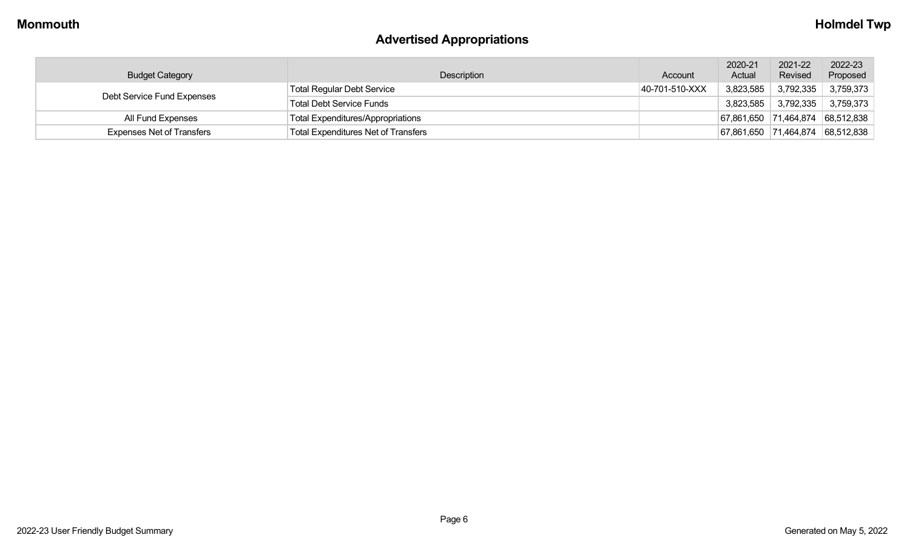## Advertised Appropriations

| Budget Category | Description | Account | 2020-21 Actual | 2021-22 Revised | 2022-23 Proposed |
|---|---|---|---|---|---|
| Debt Service Fund Expenses | Total Regular Debt Service | 40-701-510-XXX | 3,823,585 | 3,792,335 | 3,759,373 |
| | Total Debt Service Funds | | 3,823,585 | 3,792,335 | 3,759,373 |
| All Fund Expenses | Total Expenditures/Appropriations | | 67,861,650 | 71,464,874 | 68,512,838 |
| Expenses Net of Transfers | Total Expenditures Net of Transfers | | 67,861,650 | 71,464,874 | 68,512,838 |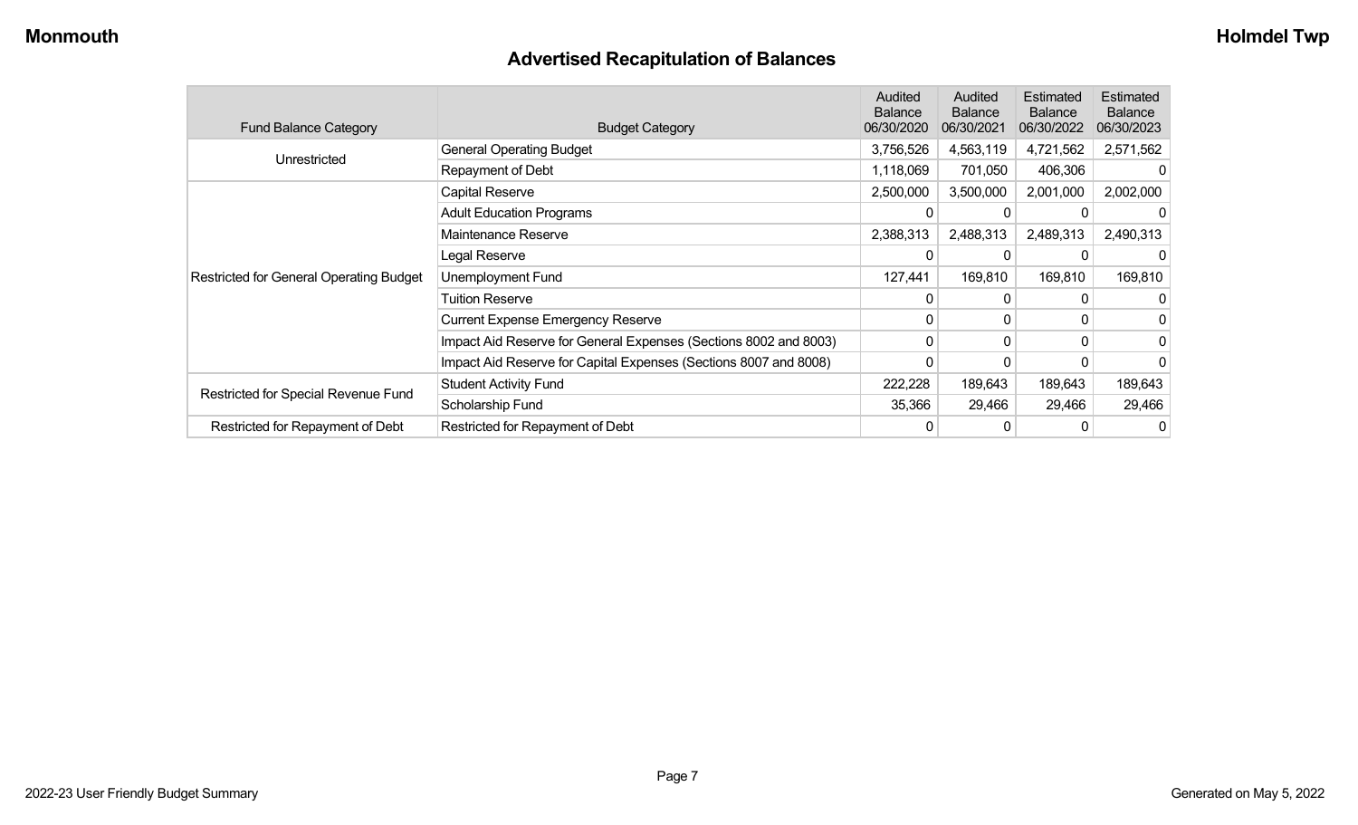## Advertised Recapitulation of Balances

| Fund Balance Category | Budget Category | Audited Balance 06/30/2020 | Audited Balance 06/30/2021 | Estimated Balance 06/30/2022 | Estimated Balance 06/30/2023 |
|---|---|---|---|---|---|
| Unrestricted | General Operating Budget | 3,756,526 | 4,563,119 | 4,721,562 | 2,571,562 |
| | Repayment of Debt | 1,118,069 | 701,050 | 406,306 | 0 |
| Restricted for General Operating Budget | Capital Reserve | 2,500,000 | 3,500,000 | 2,001,000 | 2,002,000 |
| | Adult Education Programs | 0 | 0 | 0 | 0 |
| | Maintenance Reserve | 2,388,313 | 2,488,313 | 2,489,313 | 2,490,313 |
| | Legal Reserve | 0 | 0 | 0 | 0 |
| | Unemployment Fund | 127,441 | 169,810 | 169,810 | 169,810 |
| | Tuition Reserve | 0 | 0 | 0 | 0 |
| | Current Expense Emergency Reserve | 0 | 0 | 0 | 0 |
| | Impact Aid Reserve for General Expenses (Sections 8002 and 8003) | 0 | 0 | 0 | 0 |
| | Impact Aid Reserve for Capital Expenses (Sections 8007 and 8008) | 0 | 0 | 0 | 0 |
| Restricted for Special Revenue Fund | Student Activity Fund | 222,228 | 189,643 | 189,643 | 189,643 |
| | Scholarship Fund | 35,366 | 29,466 | 29,466 | 29,466 |
| Restricted for Repayment of Debt | Restricted for Repayment of Debt | 0 | 0 | 0 | 0 |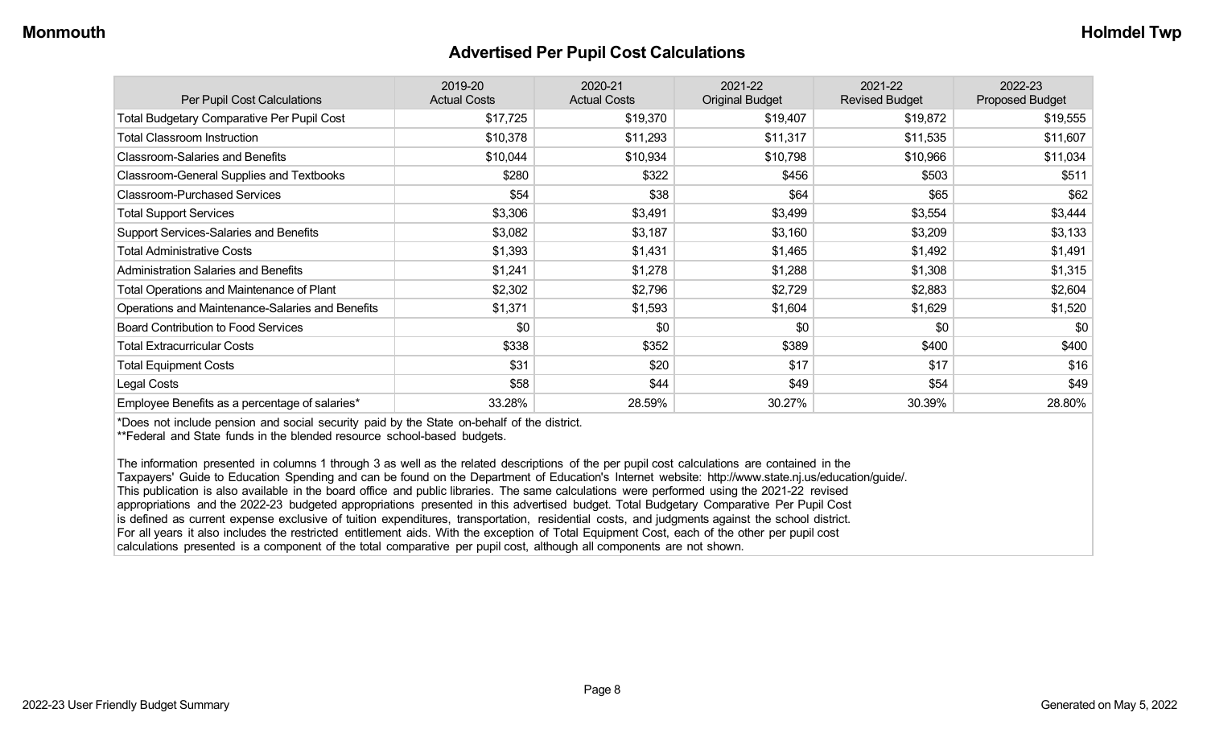## Advertised Per Pupil Cost Calculations

| Per Pupil Cost Calculations | 2019-20 Actual Costs | 2020-21 Actual Costs | 2021-22 Original Budget | 2021-22 Revised Budget | 2022-23 Proposed Budget |
|---|---|---|---|---|---|
| Total Budgetary Comparative Per Pupil Cost | $17,725 | $19,370 | $19,407 | $19,872 | $19,555 |
| Total Classroom Instruction | $10,378 | $11,293 | $11,317 | $11,535 | $11,607 |
| Classroom-Salaries and Benefits | $10,044 | $10,934 | $10,798 | $10,966 | $11,034 |
| Classroom-General Supplies and Textbooks | $280 | $322 | $456 | $503 | $511 |
| Classroom-Purchased Services | $54 | $38 | $64 | $65 | $62 |
| Total Support Services | $3,306 | $3,491 | $3,499 | $3,554 | $3,444 |
| Support Services-Salaries and Benefits | $3,082 | $3,187 | $3,160 | $3,209 | $3,133 |
| Total Administrative Costs | $1,393 | $1,431 | $1,465 | $1,492 | $1,491 |
| Administration Salaries and Benefits | $1,241 | $1,278 | $1,288 | $1,308 | $1,315 |
| Total Operations and Maintenance of Plant | $2,302 | $2,796 | $2,729 | $2,883 | $2,604 |
| Operations and Maintenance-Salaries and Benefits | $1,371 | $1,593 | $1,604 | $1,629 | $1,520 |
| Board Contribution to Food Services | $0 | $0 | $0 | $0 | $0 |
| Total Extracurricular Costs | $338 | $352 | $389 | $400 | $400 |
| Total Equipment Costs | $31 | $20 | $17 | $17 | $16 |
| Legal Costs | $58 | $44 | $49 | $54 | $49 |
| Employee Benefits as a percentage of salaries* | 33.28% | 28.59% | 30.27% | 30.39% | 28.80% |

*Does not include pension and social security paid by the State on-behalf of the district.
**Federal and State funds in the blended resource school-based budgets.

The information presented in columns 1 through 3 as well as the related descriptions of the per pupil cost calculations are contained in the Taxpayers' Guide to Education Spending and can be found on the Department of Education's Internet website: http://www.state.nj.us/education/guide/. This publication is also available in the board office and public libraries. The same calculations were performed using the 2021-22 revised appropriations and the 2022-23 budgeted appropriations presented in this advertised budget. Total Budgetary Comparative Per Pupil Cost is defined as current expense exclusive of tuition expenditures, transportation, residential costs, and judgments against the school district. For all years it also includes the restricted entitlement aids. With the exception of Total Equipment Cost, each of the other per pupil cost calculations presented is a component of the total comparative per pupil cost, although all components are not shown.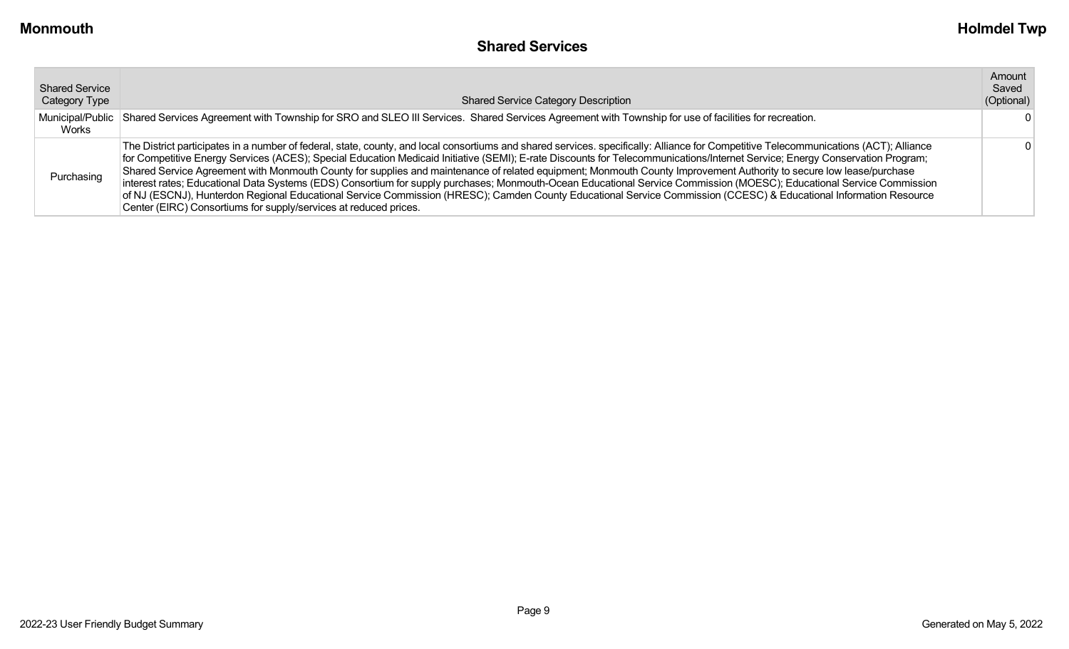## Shared Services

| Shared Service Category Type | Shared Service Category Description | Amount Saved (Optional) |
|---|---|---|
| Municipal/Public Works | Shared Services Agreement with Township for SRO and SLEO III Services. Shared Services Agreement with Township for use of facilities for recreation. | 0 |
| Purchasing | The District participates in a number of federal, state, county, and local consortiums and shared services. specifically: Alliance for Competitive Telecommunications (ACT); Alliance for Competitive Energy Services (ACES); Special Education Medicaid Initiative (SEMI); E-rate Discounts for Telecommunications/Internet Service; Energy Conservation Program; Shared Service Agreement with Monmouth County for supplies and maintenance of related equipment; Monmouth County Improvement Authority to secure low lease/purchase interest rates; Educational Data Systems (EDS) Consortium for supply purchases; Monmouth-Ocean Educational Service Commission (MOESC); Educational Service Commission of NJ (ESCNJ), Hunterdon Regional Educational Service Commission (HRESC); Camden County Educational Service Commission (CCESC) & Educational Information Resource Center (EIRC) Consortiums for supply/services at reduced prices. | 0 |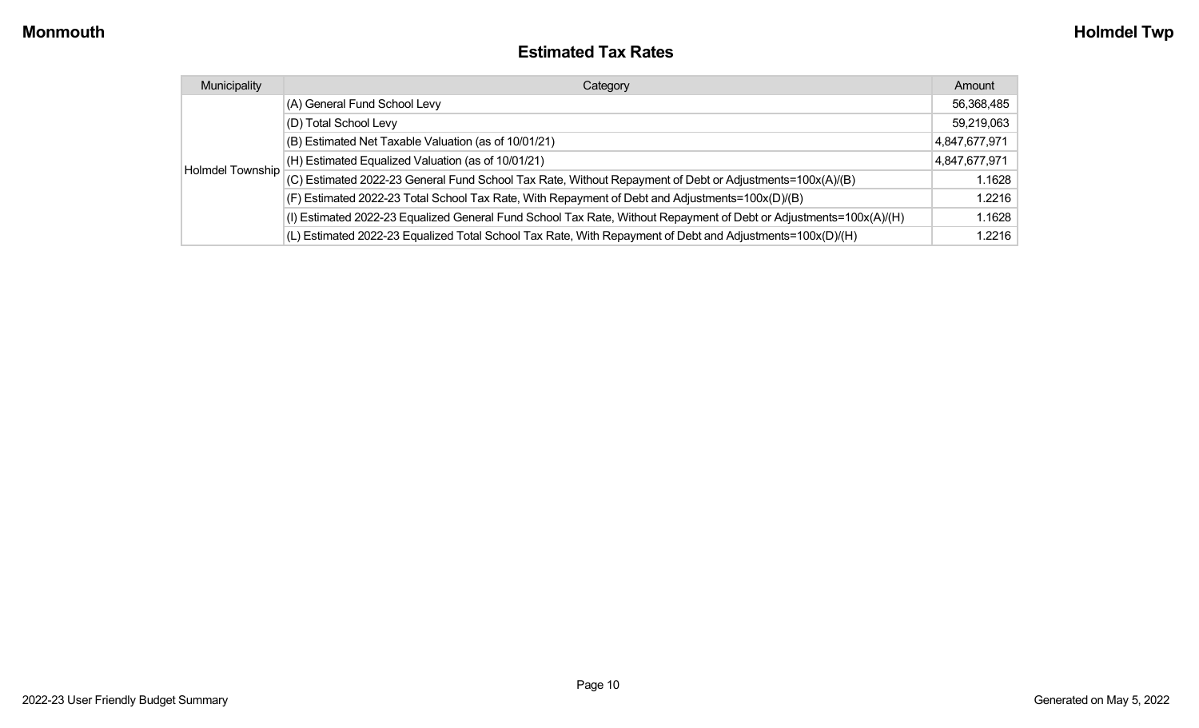## Estimated Tax Rates

| Municipality | Category | Amount |
|---|---|---|
| Holmdel Township | (A) General Fund School Levy | 56,368,485 |
| | (D) Total School Levy | 59,219,063 |
| | (B) Estimated Net Taxable Valuation (as of 10/01/21) | 4,847,677,971 |
| | (H) Estimated Equalized Valuation (as of 10/01/21) | 4,847,677,971 |
| | (C) Estimated 2022-23 General Fund School Tax Rate, Without Repayment of Debt or Adjustments=100x(A)/(B) | 1.1628 |
| | (F) Estimated 2022-23 Total School Tax Rate, With Repayment of Debt and Adjustments=100x(D)/(B) | 1.2216 |
| | (I) Estimated 2022-23 Equalized General Fund School Tax Rate, Without Repayment of Debt or Adjustments=100x(A)/(H) | 1.1628 |
| | (L) Estimated 2022-23 Equalized Total School Tax Rate, With Repayment of Debt and Adjustments=100x(D)/(H) | 1.2216 |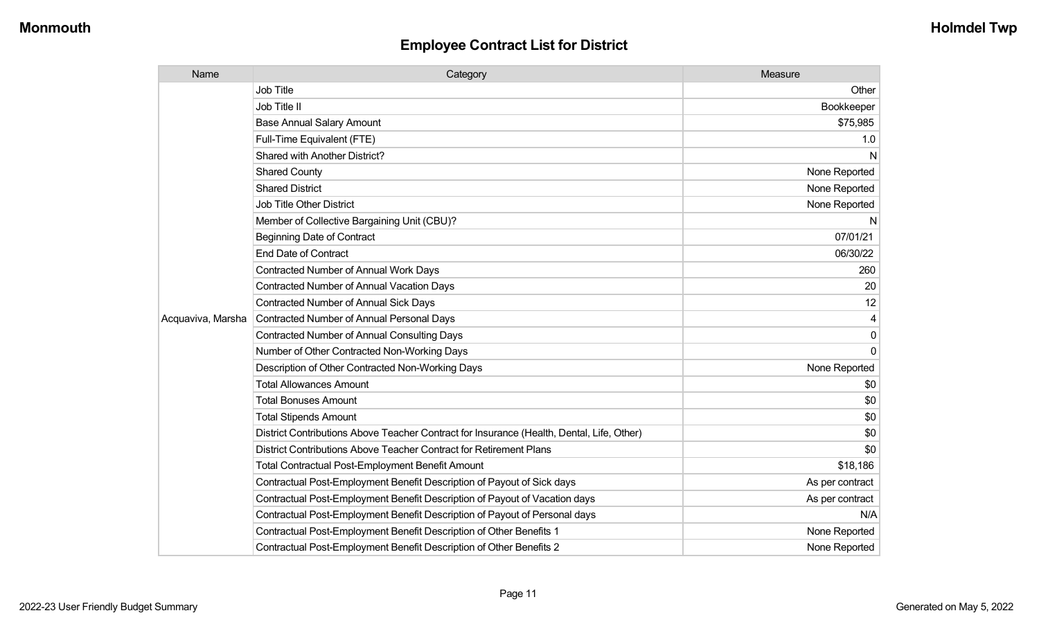## Employee Contract List for District

| Name | Category | Measure |
|---|---|---|
| Acquaviva, Marsha | Job Title | Other |
| | Job Title II | Bookkeeper |
| | Base Annual Salary Amount | $75,985 |
| | Full-Time Equivalent (FTE) | 1.0 |
| | Shared with Another District? | N |
| | Shared County | None Reported |
| | Shared District | None Reported |
| | Job Title Other District | None Reported |
| | Member of Collective Bargaining Unit (CBU)? | N |
| | Beginning Date of Contract | 07/01/21 |
| | End Date of Contract | 06/30/22 |
| | Contracted Number of Annual Work Days | 260 |
| | Contracted Number of Annual Vacation Days | 20 |
| | Contracted Number of Annual Sick Days | 12 |
| | Contracted Number of Annual Personal Days | 4 |
| | Contracted Number of Annual Consulting Days | 0 |
| | Number of Other Contracted Non-Working Days | 0 |
| | Description of Other Contracted Non-Working Days | None Reported |
| | Total Allowances Amount | $0 |
| | Total Bonuses Amount | $0 |
| | Total Stipends Amount | $0 |
| | District Contributions Above Teacher Contract for Insurance (Health, Dental, Life, Other) | $0 |
| | District Contributions Above Teacher Contract for Retirement Plans | $0 |
| | Total Contractual Post-Employment Benefit Amount | $18,186 |
| | Contractual Post-Employment Benefit Description of Payout of Sick days | As per contract |
| | Contractual Post-Employment Benefit Description of Payout of Vacation days | As per contract |
| | Contractual Post-Employment Benefit Description of Payout of Personal days | N/A |
| | Contractual Post-Employment Benefit Description of Other Benefits 1 | None Reported |
| | Contractual Post-Employment Benefit Description of Other Benefits 2 | None Reported |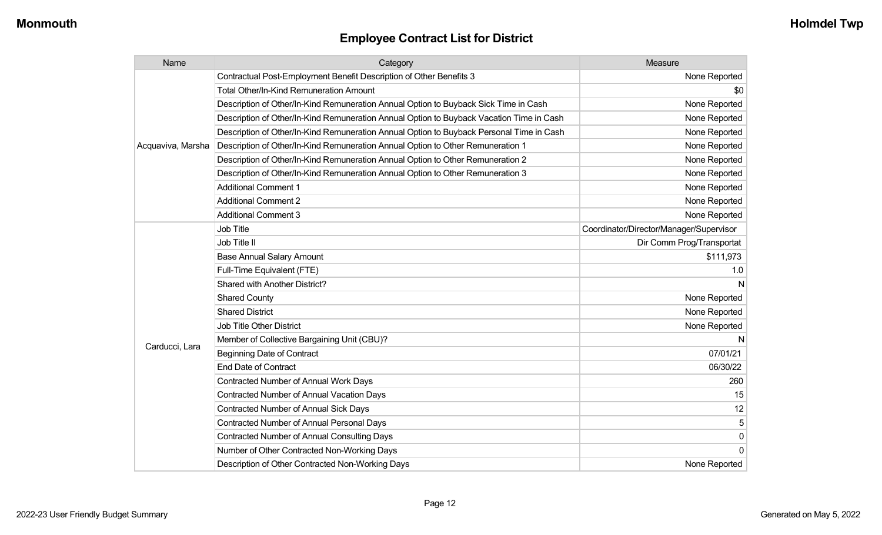## Employee Contract List for District

| Name | Category | Measure |
|---|---|---|
| Acquaviva, Marsha | Contractual Post-Employment Benefit Description of Other Benefits 3 | None Reported |
| | Total Other/In-Kind Remuneration Amount | $0 |
| | Description of Other/In-Kind Remuneration Annual Option to Buyback Sick Time in Cash | None Reported |
| | Description of Other/In-Kind Remuneration Annual Option to Buyback Vacation Time in Cash | None Reported |
| | Description of Other/In-Kind Remuneration Annual Option to Buyback Personal Time in Cash | None Reported |
| | Description of Other/In-Kind Remuneration Annual Option to Other Remuneration 1 | None Reported |
| | Description of Other/In-Kind Remuneration Annual Option to Other Remuneration 2 | None Reported |
| | Description of Other/In-Kind Remuneration Annual Option to Other Remuneration 3 | None Reported |
| | Additional Comment 1 | None Reported |
| | Additional Comment 2 | None Reported |
| | Additional Comment 3 | None Reported |
| Carducci, Lara | Job Title | Coordinator/Director/Manager/Supervisor |
| | Job Title II | Dir Comm Prog/Transportat |
| | Base Annual Salary Amount | $111,973 |
| | Full-Time Equivalent (FTE) | 1.0 |
| | Shared with Another District? | N |
| | Shared County | None Reported |
| | Shared District | None Reported |
| | Job Title Other District | None Reported |
| | Member of Collective Bargaining Unit (CBU)? | N |
| | Beginning Date of Contract | 07/01/21 |
| | End Date of Contract | 06/30/22 |
| | Contracted Number of Annual Work Days | 260 |
| | Contracted Number of Annual Vacation Days | 15 |
| | Contracted Number of Annual Sick Days | 12 |
| | Contracted Number of Annual Personal Days | 5 |
| | Contracted Number of Annual Consulting Days | 0 |
| | Number of Other Contracted Non-Working Days | 0 |
| | Description of Other Contracted Non-Working Days | None Reported |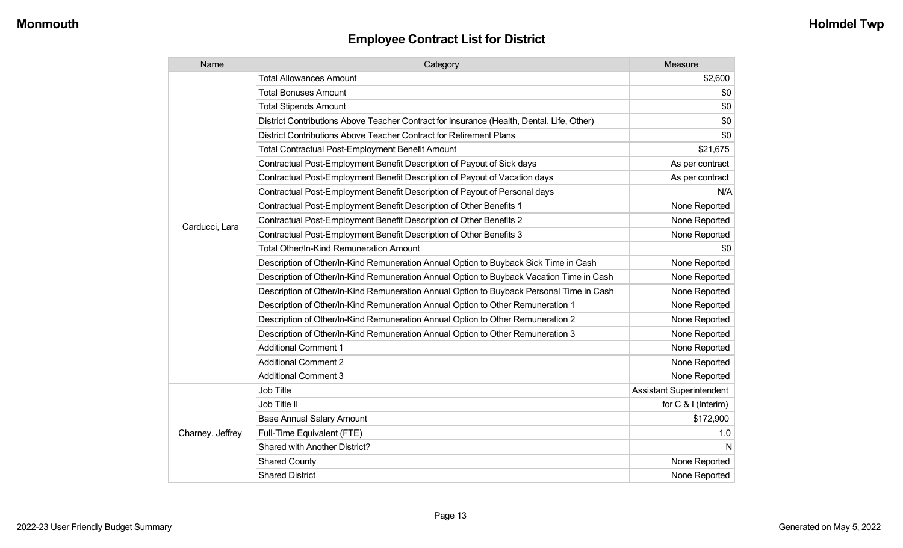## Employee Contract List for District

| Name | Category | Measure |
|---|---|---|
| Carducci, Lara | Total Allowances Amount | $2,600 |
| | Total Bonuses Amount | $0 |
| | Total Stipends Amount | $0 |
| | District Contributions Above Teacher Contract for Insurance (Health, Dental, Life, Other) | $0 |
| | District Contributions Above Teacher Contract for Retirement Plans | $0 |
| | Total Contractual Post-Employment Benefit Amount | $21,675 |
| | Contractual Post-Employment Benefit Description of Payout of Sick days | As per contract |
| | Contractual Post-Employment Benefit Description of Payout of Vacation days | As per contract |
| | Contractual Post-Employment Benefit Description of Payout of Personal days | N/A |
| | Contractual Post-Employment Benefit Description of Other Benefits 1 | None Reported |
| | Contractual Post-Employment Benefit Description of Other Benefits 2 | None Reported |
| | Contractual Post-Employment Benefit Description of Other Benefits 3 | None Reported |
| | Total Other/In-Kind Remuneration Amount | $0 |
| | Description of Other/In-Kind Remuneration Annual Option to Buyback Sick Time in Cash | None Reported |
| | Description of Other/In-Kind Remuneration Annual Option to Buyback Vacation Time in Cash | None Reported |
| | Description of Other/In-Kind Remuneration Annual Option to Buyback Personal Time in Cash | None Reported |
| | Description of Other/In-Kind Remuneration Annual Option to Other Remuneration 1 | None Reported |
| | Description of Other/In-Kind Remuneration Annual Option to Other Remuneration 2 | None Reported |
| | Description of Other/In-Kind Remuneration Annual Option to Other Remuneration 3 | None Reported |
| | Additional Comment 1 | None Reported |
| | Additional Comment 2 | None Reported |
| | Additional Comment 3 | None Reported |
| Charney, Jeffrey | Job Title | Assistant Superintendent |
| | Job Title II | for C & I (Interim) |
| | Base Annual Salary Amount | $172,900 |
| | Full-Time Equivalent (FTE) | 1.0 |
| | Shared with Another District? | N |
| | Shared County | None Reported |
| | Shared District | None Reported |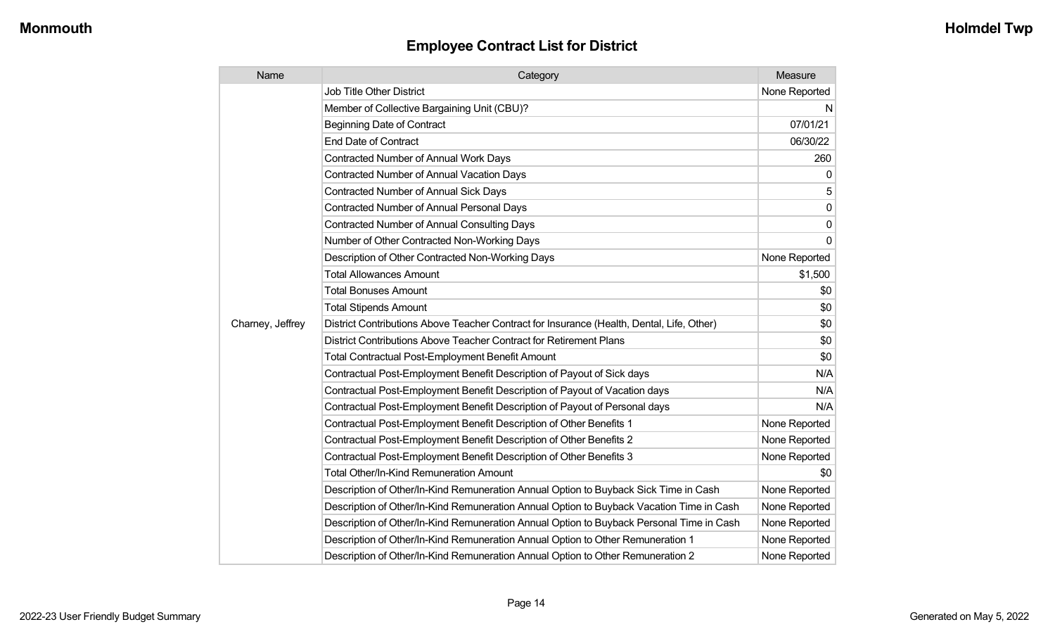## Employee Contract List for District

| Name | Category | Measure |
|---|---|---|
| Charney, Jeffrey | Job Title Other District | None Reported |
| | Member of Collective Bargaining Unit (CBU)? | N |
| | Beginning Date of Contract | 07/01/21 |
| | End Date of Contract | 06/30/22 |
| | Contracted Number of Annual Work Days | 260 |
| | Contracted Number of Annual Vacation Days | 0 |
| | Contracted Number of Annual Sick Days | 5 |
| | Contracted Number of Annual Personal Days | 0 |
| | Contracted Number of Annual Consulting Days | 0 |
| | Number of Other Contracted Non-Working Days | 0 |
| | Description of Other Contracted Non-Working Days | None Reported |
| | Total Allowances Amount | $1,500 |
| | Total Bonuses Amount | $0 |
| | Total Stipends Amount | $0 |
| | District Contributions Above Teacher Contract for Insurance (Health, Dental, Life, Other) | $0 |
| | District Contributions Above Teacher Contract for Retirement Plans | $0 |
| | Total Contractual Post-Employment Benefit Amount | $0 |
| | Contractual Post-Employment Benefit Description of Payout of Sick days | N/A |
| | Contractual Post-Employment Benefit Description of Payout of Vacation days | N/A |
| | Contractual Post-Employment Benefit Description of Payout of Personal days | N/A |
| | Contractual Post-Employment Benefit Description of Other Benefits 1 | None Reported |
| | Contractual Post-Employment Benefit Description of Other Benefits 2 | None Reported |
| | Contractual Post-Employment Benefit Description of Other Benefits 3 | None Reported |
| | Total Other/In-Kind Remuneration Amount | $0 |
| | Description of Other/In-Kind Remuneration Annual Option to Buyback Sick Time in Cash | None Reported |
| | Description of Other/In-Kind Remuneration Annual Option to Buyback Vacation Time in Cash | None Reported |
| | Description of Other/In-Kind Remuneration Annual Option to Buyback Personal Time in Cash | None Reported |
| | Description of Other/In-Kind Remuneration Annual Option to Other Remuneration 1 | None Reported |
| | Description of Other/In-Kind Remuneration Annual Option to Other Remuneration 2 | None Reported |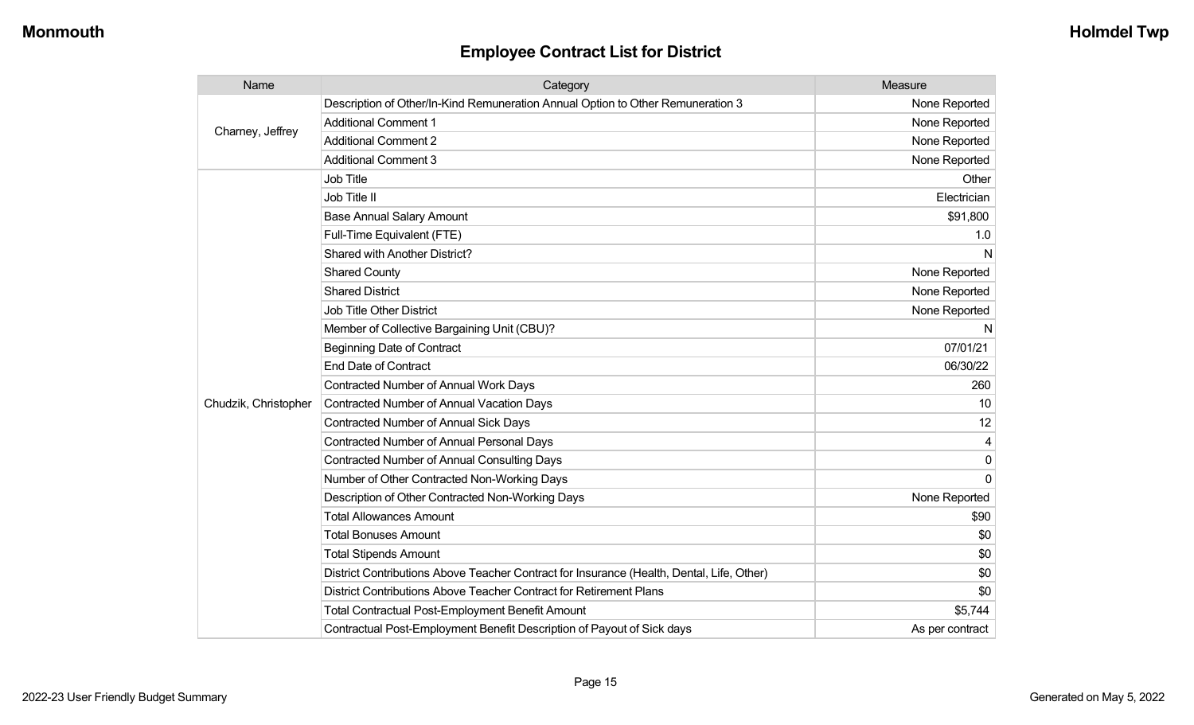## Employee Contract List for District

| Name | Category | Measure |
|---|---|---|
| Charney, Jeffrey | Description of Other/In-Kind Remuneration Annual Option to Other Remuneration 3 | None Reported |
| | Additional Comment 1 | None Reported |
| | Additional Comment 2 | None Reported |
| | Additional Comment 3 | None Reported |
| Chudzik, Christopher | Job Title | Other |
| | Job Title II | Electrician |
| | Base Annual Salary Amount | $91,800 |
| | Full-Time Equivalent (FTE) | 1.0 |
| | Shared with Another District? | N |
| | Shared County | None Reported |
| | Shared District | None Reported |
| | Job Title Other District | None Reported |
| | Member of Collective Bargaining Unit (CBU)? | N |
| | Beginning Date of Contract | 07/01/21 |
| | End Date of Contract | 06/30/22 |
| | Contracted Number of Annual Work Days | 260 |
| | Contracted Number of Annual Vacation Days | 10 |
| | Contracted Number of Annual Sick Days | 12 |
| | Contracted Number of Annual Personal Days | 4 |
| | Contracted Number of Annual Consulting Days | 0 |
| | Number of Other Contracted Non-Working Days | 0 |
| | Description of Other Contracted Non-Working Days | None Reported |
| | Total Allowances Amount | $90 |
| | Total Bonuses Amount | $0 |
| | Total Stipends Amount | $0 |
| | District Contributions Above Teacher Contract for Insurance (Health, Dental, Life, Other) | $0 |
| | District Contributions Above Teacher Contract for Retirement Plans | $0 |
| | Total Contractual Post-Employment Benefit Amount | $5,744 |
| | Contractual Post-Employment Benefit Description of Payout of Sick days | As per contract |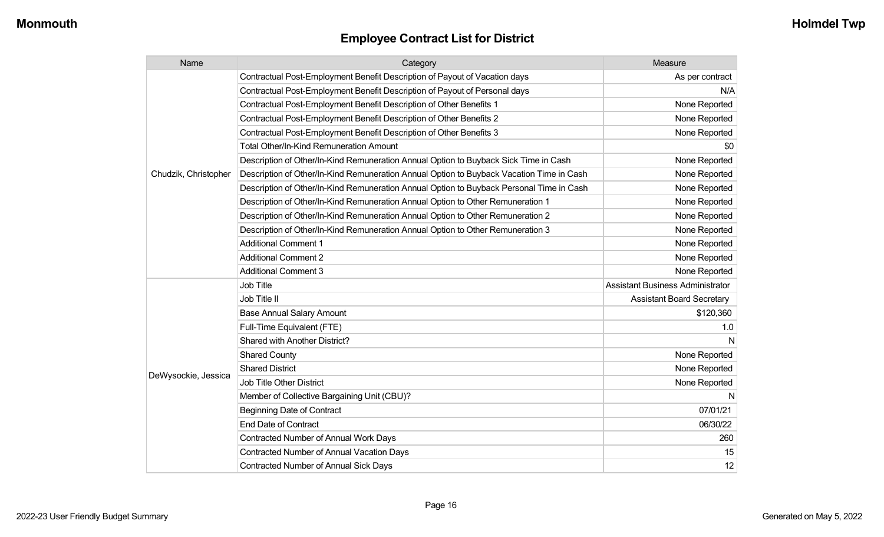## Employee Contract List for District

| Name | Category | Measure |
|---|---|---|
| Chudzik, Christopher | Contractual Post-Employment Benefit Description of Payout of Vacation days | As per contract |
| | Contractual Post-Employment Benefit Description of Payout of Personal days | N/A |
| | Contractual Post-Employment Benefit Description of Other Benefits 1 | None Reported |
| | Contractual Post-Employment Benefit Description of Other Benefits 2 | None Reported |
| | Contractual Post-Employment Benefit Description of Other Benefits 3 | None Reported |
| | Total Other/In-Kind Remuneration Amount | $0 |
| | Description of Other/In-Kind Remuneration Annual Option to Buyback Sick Time in Cash | None Reported |
| | Description of Other/In-Kind Remuneration Annual Option to Buyback Vacation Time in Cash | None Reported |
| | Description of Other/In-Kind Remuneration Annual Option to Buyback Personal Time in Cash | None Reported |
| | Description of Other/In-Kind Remuneration Annual Option to Other Remuneration 1 | None Reported |
| | Description of Other/In-Kind Remuneration Annual Option to Other Remuneration 2 | None Reported |
| | Description of Other/In-Kind Remuneration Annual Option to Other Remuneration 3 | None Reported |
| | Additional Comment 1 | None Reported |
| | Additional Comment 2 | None Reported |
| | Additional Comment 3 | None Reported |
| DeWysockie, Jessica | Job Title | Assistant Business Administrator |
| | Job Title II | Assistant Board Secretary |
| | Base Annual Salary Amount | $120,360 |
| | Full-Time Equivalent (FTE) | 1.0 |
| | Shared with Another District? | N |
| | Shared County | None Reported |
| | Shared District | None Reported |
| | Job Title Other District | None Reported |
| | Member of Collective Bargaining Unit (CBU)? | N |
| | Beginning Date of Contract | 07/01/21 |
| | End Date of Contract | 06/30/22 |
| | Contracted Number of Annual Work Days | 260 |
| | Contracted Number of Annual Vacation Days | 15 |
| | Contracted Number of Annual Sick Days | 12 |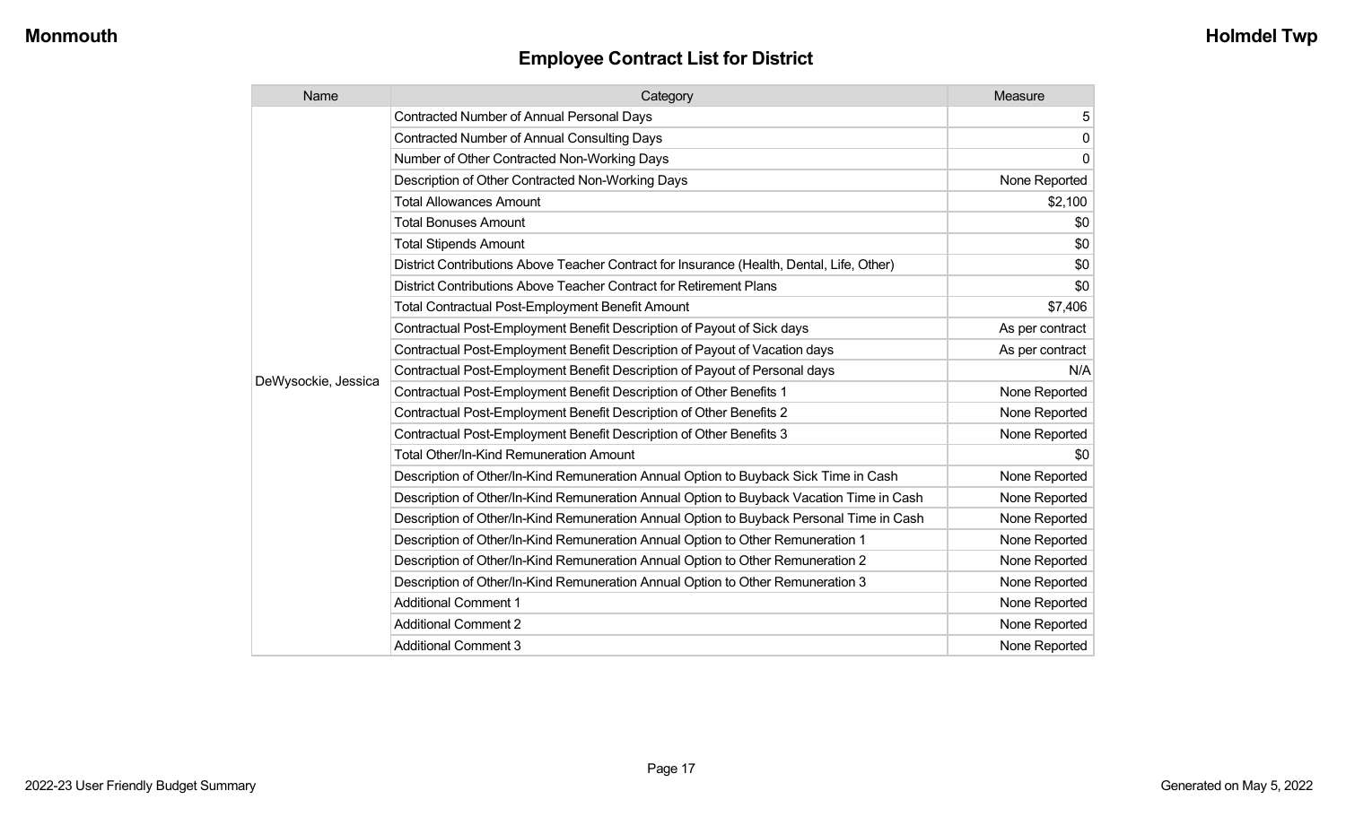## Employee Contract List for District

| Name | Category | Measure |
|---|---|---|
| DeWysockie, Jessica | Contracted Number of Annual Personal Days | 5 |
| | Contracted Number of Annual Consulting Days | 0 |
| | Number of Other Contracted Non-Working Days | 0 |
| | Description of Other Contracted Non-Working Days | None Reported |
| | Total Allowances Amount | $2,100 |
| | Total Bonuses Amount | $0 |
| | Total Stipends Amount | $0 |
| | District Contributions Above Teacher Contract for Insurance (Health, Dental, Life, Other) | $0 |
| | District Contributions Above Teacher Contract for Retirement Plans | $0 |
| | Total Contractual Post-Employment Benefit Amount | $7,406 |
| | Contractual Post-Employment Benefit Description of Payout of Sick days | As per contract |
| | Contractual Post-Employment Benefit Description of Payout of Vacation days | As per contract |
| | Contractual Post-Employment Benefit Description of Payout of Personal days | N/A |
| | Contractual Post-Employment Benefit Description of Other Benefits 1 | None Reported |
| | Contractual Post-Employment Benefit Description of Other Benefits 2 | None Reported |
| | Contractual Post-Employment Benefit Description of Other Benefits 3 | None Reported |
| | Total Other/In-Kind Remuneration Amount | $0 |
| | Description of Other/In-Kind Remuneration Annual Option to Buyback Sick Time in Cash | None Reported |
| | Description of Other/In-Kind Remuneration Annual Option to Buyback Vacation Time in Cash | None Reported |
| | Description of Other/In-Kind Remuneration Annual Option to Buyback Personal Time in Cash | None Reported |
| | Description of Other/In-Kind Remuneration Annual Option to Other Remuneration 1 | None Reported |
| | Description of Other/In-Kind Remuneration Annual Option to Other Remuneration 2 | None Reported |
| | Description of Other/In-Kind Remuneration Annual Option to Other Remuneration 3 | None Reported |
| | Additional Comment 1 | None Reported |
| | Additional Comment 2 | None Reported |
| | Additional Comment 3 | None Reported |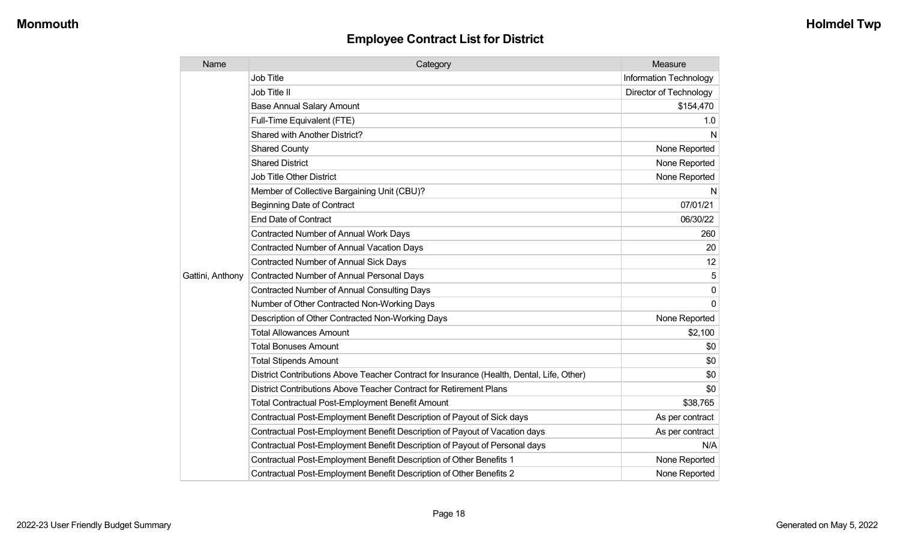## Employee Contract List for District

| Name | Category | Measure |
|---|---|---|
| Gattini, Anthony | Job Title | Information Technology |
| | Job Title II | Director of Technology |
| | Base Annual Salary Amount | $154,470 |
| | Full-Time Equivalent (FTE) | 1.0 |
| | Shared with Another District? | N |
| | Shared County | None Reported |
| | Shared District | None Reported |
| | Job Title Other District | None Reported |
| | Member of Collective Bargaining Unit (CBU)? | N |
| | Beginning Date of Contract | 07/01/21 |
| | End Date of Contract | 06/30/22 |
| | Contracted Number of Annual Work Days | 260 |
| | Contracted Number of Annual Vacation Days | 20 |
| | Contracted Number of Annual Sick Days | 12 |
| | Contracted Number of Annual Personal Days | 5 |
| | Contracted Number of Annual Consulting Days | 0 |
| | Number of Other Contracted Non-Working Days | 0 |
| | Description of Other Contracted Non-Working Days | None Reported |
| | Total Allowances Amount | $2,100 |
| | Total Bonuses Amount | $0 |
| | Total Stipends Amount | $0 |
| | District Contributions Above Teacher Contract for Insurance (Health, Dental, Life, Other) | $0 |
| | District Contributions Above Teacher Contract for Retirement Plans | $0 |
| | Total Contractual Post-Employment Benefit Amount | $38,765 |
| | Contractual Post-Employment Benefit Description of Payout of Sick days | As per contract |
| | Contractual Post-Employment Benefit Description of Payout of Vacation days | As per contract |
| | Contractual Post-Employment Benefit Description of Payout of Personal days | N/A |
| | Contractual Post-Employment Benefit Description of Other Benefits 1 | None Reported |
| | Contractual Post-Employment Benefit Description of Other Benefits 2 | None Reported |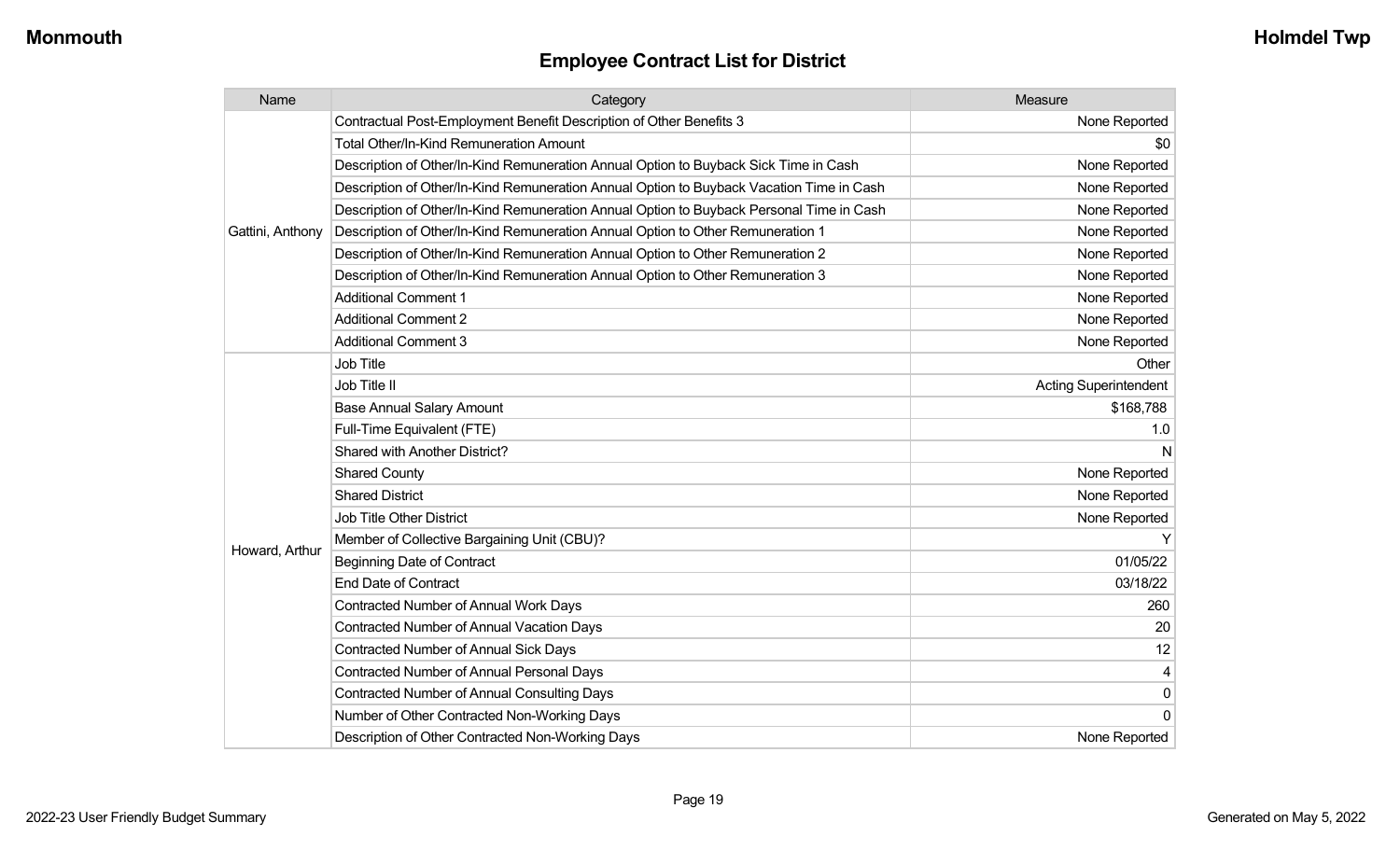## Employee Contract List for District

| Name | Category | Measure |
|---|---|---|
| Gattini, Anthony | Contractual Post-Employment Benefit Description of Other Benefits 3 | None Reported |
| | Total Other/In-Kind Remuneration Amount | $0 |
| | Description of Other/In-Kind Remuneration Annual Option to Buyback Sick Time in Cash | None Reported |
| | Description of Other/In-Kind Remuneration Annual Option to Buyback Vacation Time in Cash | None Reported |
| | Description of Other/In-Kind Remuneration Annual Option to Buyback Personal Time in Cash | None Reported |
| | Description of Other/In-Kind Remuneration Annual Option to Other Remuneration 1 | None Reported |
| | Description of Other/In-Kind Remuneration Annual Option to Other Remuneration 2 | None Reported |
| | Description of Other/In-Kind Remuneration Annual Option to Other Remuneration 3 | None Reported |
| | Additional Comment 1 | None Reported |
| | Additional Comment 2 | None Reported |
| | Additional Comment 3 | None Reported |
| Howard, Arthur | Job Title | Other |
| | Job Title II | Acting Superintendent |
| | Base Annual Salary Amount | $168,788 |
| | Full-Time Equivalent (FTE) | 1.0 |
| | Shared with Another District? | N |
| | Shared County | None Reported |
| | Shared District | None Reported |
| | Job Title Other District | None Reported |
| | Member of Collective Bargaining Unit (CBU)? | Y |
| | Beginning Date of Contract | 01/05/22 |
| | End Date of Contract | 03/18/22 |
| | Contracted Number of Annual Work Days | 260 |
| | Contracted Number of Annual Vacation Days | 20 |
| | Contracted Number of Annual Sick Days | 12 |
| | Contracted Number of Annual Personal Days | 4 |
| | Contracted Number of Annual Consulting Days | 0 |
| | Number of Other Contracted Non-Working Days | 0 |
| | Description of Other Contracted Non-Working Days | None Reported |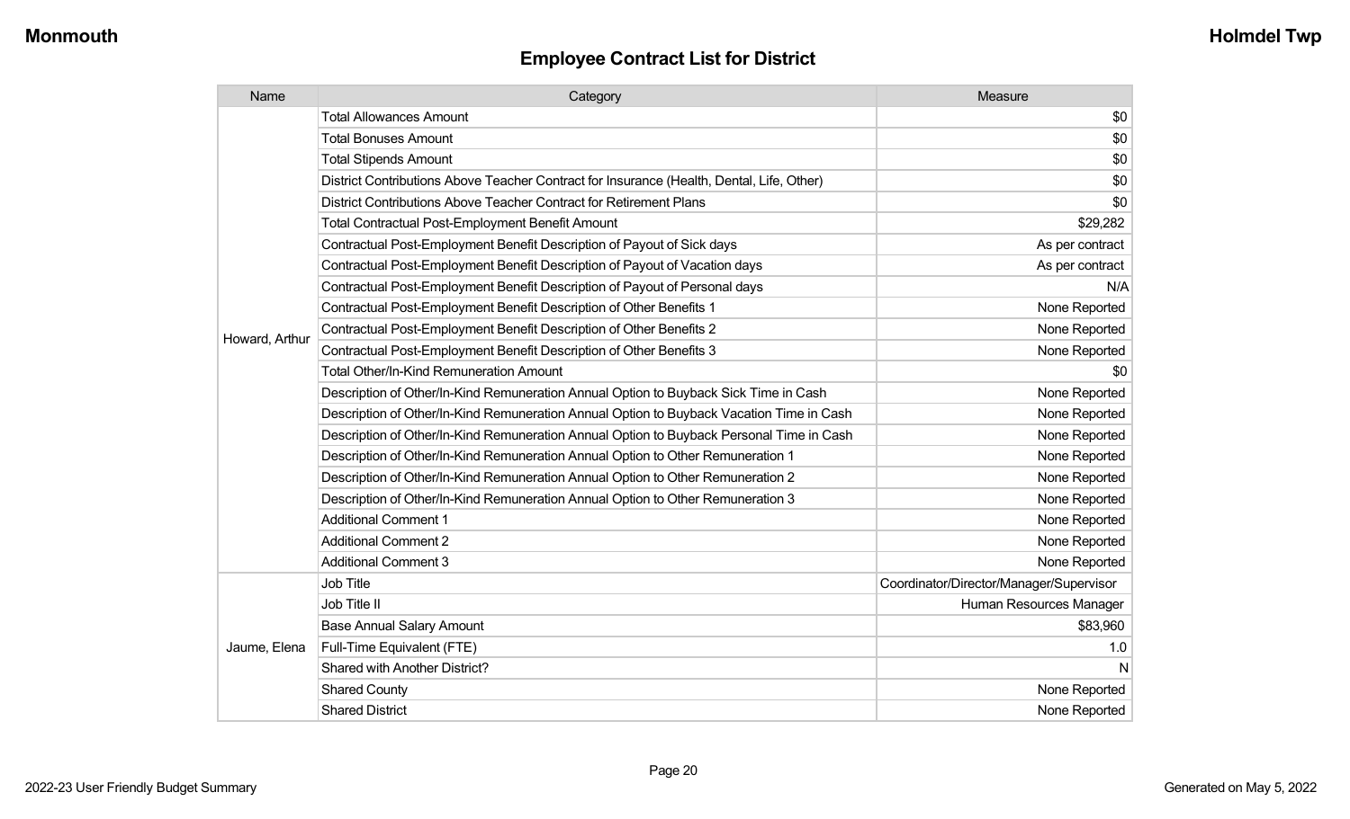## Employee Contract List for District

| Name | Category | Measure |
|---|---|---|
| Howard, Arthur | Total Allowances Amount | $0 |
| | Total Bonuses Amount | $0 |
| | Total Stipends Amount | $0 |
| | District Contributions Above Teacher Contract for Insurance (Health, Dental, Life, Other) | $0 |
| | District Contributions Above Teacher Contract for Retirement Plans | $0 |
| | Total Contractual Post-Employment Benefit Amount | $29,282 |
| | Contractual Post-Employment Benefit Description of Payout of Sick days | As per contract |
| | Contractual Post-Employment Benefit Description of Payout of Vacation days | As per contract |
| | Contractual Post-Employment Benefit Description of Payout of Personal days | N/A |
| | Contractual Post-Employment Benefit Description of Other Benefits 1 | None Reported |
| | Contractual Post-Employment Benefit Description of Other Benefits 2 | None Reported |
| | Contractual Post-Employment Benefit Description of Other Benefits 3 | None Reported |
| | Total Other/In-Kind Remuneration Amount | $0 |
| | Description of Other/In-Kind Remuneration Annual Option to Buyback Sick Time in Cash | None Reported |
| | Description of Other/In-Kind Remuneration Annual Option to Buyback Vacation Time in Cash | None Reported |
| | Description of Other/In-Kind Remuneration Annual Option to Buyback Personal Time in Cash | None Reported |
| | Description of Other/In-Kind Remuneration Annual Option to Other Remuneration 1 | None Reported |
| | Description of Other/In-Kind Remuneration Annual Option to Other Remuneration 2 | None Reported |
| | Description of Other/In-Kind Remuneration Annual Option to Other Remuneration 3 | None Reported |
| | Additional Comment 1 | None Reported |
| | Additional Comment 2 | None Reported |
| | Additional Comment 3 | None Reported |
| Jaume, Elena | Job Title | Coordinator/Director/Manager/Supervisor |
| | Job Title II | Human Resources Manager |
| | Base Annual Salary Amount | $83,960 |
| | Full-Time Equivalent (FTE) | 1.0 |
| | Shared with Another District? | N |
| | Shared County | None Reported |
| | Shared District | None Reported |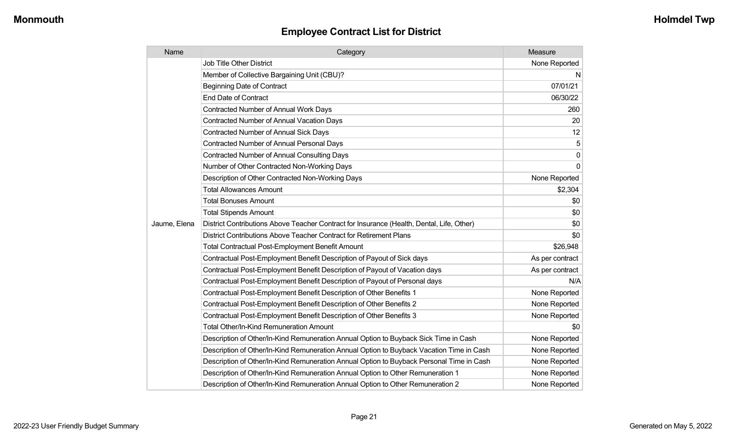## Employee Contract List for District

| Name | Category | Measure |
|---|---|---|
| Jaume, Elena | Job Title Other District | None Reported |
| | Member of Collective Bargaining Unit (CBU)? | N |
| | Beginning Date of Contract | 07/01/21 |
| | End Date of Contract | 06/30/22 |
| | Contracted Number of Annual Work Days | 260 |
| | Contracted Number of Annual Vacation Days | 20 |
| | Contracted Number of Annual Sick Days | 12 |
| | Contracted Number of Annual Personal Days | 5 |
| | Contracted Number of Annual Consulting Days | 0 |
| | Number of Other Contracted Non-Working Days | 0 |
| | Description of Other Contracted Non-Working Days | None Reported |
| | Total Allowances Amount | $2,304 |
| | Total Bonuses Amount | $0 |
| | Total Stipends Amount | $0 |
| | District Contributions Above Teacher Contract for Insurance (Health, Dental, Life, Other) | $0 |
| | District Contributions Above Teacher Contract for Retirement Plans | $0 |
| | Total Contractual Post-Employment Benefit Amount | $26,948 |
| | Contractual Post-Employment Benefit Description of Payout of Sick days | As per contract |
| | Contractual Post-Employment Benefit Description of Payout of Vacation days | As per contract |
| | Contractual Post-Employment Benefit Description of Payout of Personal days | N/A |
| | Contractual Post-Employment Benefit Description of Other Benefits 1 | None Reported |
| | Contractual Post-Employment Benefit Description of Other Benefits 2 | None Reported |
| | Contractual Post-Employment Benefit Description of Other Benefits 3 | None Reported |
| | Total Other/In-Kind Remuneration Amount | $0 |
| | Description of Other/In-Kind Remuneration Annual Option to Buyback Sick Time in Cash | None Reported |
| | Description of Other/In-Kind Remuneration Annual Option to Buyback Vacation Time in Cash | None Reported |
| | Description of Other/In-Kind Remuneration Annual Option to Buyback Personal Time in Cash | None Reported |
| | Description of Other/In-Kind Remuneration Annual Option to Other Remuneration 1 | None Reported |
| | Description of Other/In-Kind Remuneration Annual Option to Other Remuneration 2 | None Reported |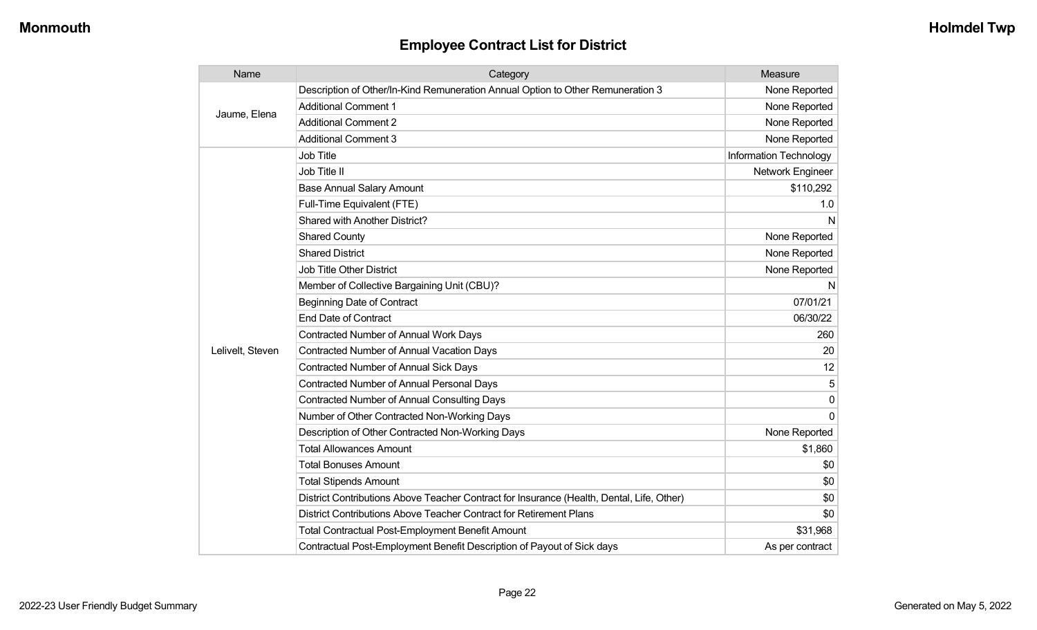## Employee Contract List for District

| Name | Category | Measure |
|---|---|---|
| Jaume, Elena | Description of Other/In-Kind Remuneration Annual Option to Other Remuneration 3 | None Reported |
| | Additional Comment 1 | None Reported |
| | Additional Comment 2 | None Reported |
| | Additional Comment 3 | None Reported |
| Lelivelt, Steven | Job Title | Information Technology |
| | Job Title II | Network Engineer |
| | Base Annual Salary Amount | $110,292 |
| | Full-Time Equivalent (FTE) | 1.0 |
| | Shared with Another District? | N |
| | Shared County | None Reported |
| | Shared District | None Reported |
| | Job Title Other District | None Reported |
| | Member of Collective Bargaining Unit (CBU)? | N |
| | Beginning Date of Contract | 07/01/21 |
| | End Date of Contract | 06/30/22 |
| | Contracted Number of Annual Work Days | 260 |
| | Contracted Number of Annual Vacation Days | 20 |
| | Contracted Number of Annual Sick Days | 12 |
| | Contracted Number of Annual Personal Days | 5 |
| | Contracted Number of Annual Consulting Days | 0 |
| | Number of Other Contracted Non-Working Days | 0 |
| | Description of Other Contracted Non-Working Days | None Reported |
| | Total Allowances Amount | $1,860 |
| | Total Bonuses Amount | $0 |
| | Total Stipends Amount | $0 |
| | District Contributions Above Teacher Contract for Insurance (Health, Dental, Life, Other) | $0 |
| | District Contributions Above Teacher Contract for Retirement Plans | $0 |
| | Total Contractual Post-Employment Benefit Amount | $31,968 |
| | Contractual Post-Employment Benefit Description of Payout of Sick days | As per contract |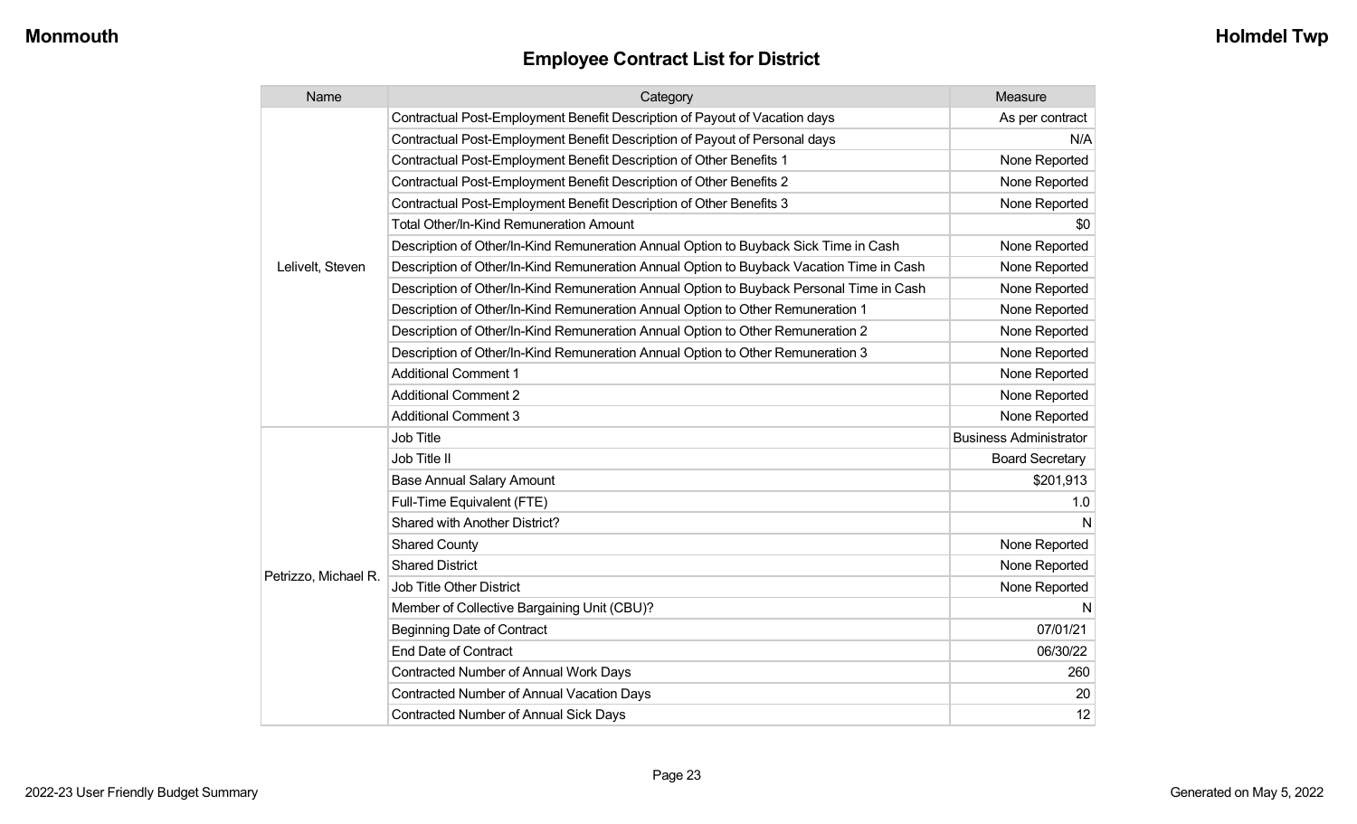## Employee Contract List for District

| Name | Category | Measure |
|---|---|---|
| Lelivelt, Steven | Contractual Post-Employment Benefit Description of Payout of Vacation days | As per contract |
| | Contractual Post-Employment Benefit Description of Payout of Personal days | N/A |
| | Contractual Post-Employment Benefit Description of Other Benefits 1 | None Reported |
| | Contractual Post-Employment Benefit Description of Other Benefits 2 | None Reported |
| | Contractual Post-Employment Benefit Description of Other Benefits 3 | None Reported |
| | Total Other/In-Kind Remuneration Amount | $0 |
| | Description of Other/In-Kind Remuneration Annual Option to Buyback Sick Time in Cash | None Reported |
| | Description of Other/In-Kind Remuneration Annual Option to Buyback Vacation Time in Cash | None Reported |
| | Description of Other/In-Kind Remuneration Annual Option to Buyback Personal Time in Cash | None Reported |
| | Description of Other/In-Kind Remuneration Annual Option to Other Remuneration 1 | None Reported |
| | Description of Other/In-Kind Remuneration Annual Option to Other Remuneration 2 | None Reported |
| | Description of Other/In-Kind Remuneration Annual Option to Other Remuneration 3 | None Reported |
| | Additional Comment 1 | None Reported |
| | Additional Comment 2 | None Reported |
| | Additional Comment 3 | None Reported |
| Petrizzo, Michael R. | Job Title | Business Administrator |
| | Job Title II | Board Secretary |
| | Base Annual Salary Amount | $201,913 |
| | Full-Time Equivalent (FTE) | 1.0 |
| | Shared with Another District? | N |
| | Shared County | None Reported |
| | Shared District | None Reported |
| | Job Title Other District | None Reported |
| | Member of Collective Bargaining Unit (CBU)? | N |
| | Beginning Date of Contract | 07/01/21 |
| | End Date of Contract | 06/30/22 |
| | Contracted Number of Annual Work Days | 260 |
| | Contracted Number of Annual Vacation Days | 20 |
| | Contracted Number of Annual Sick Days | 12 |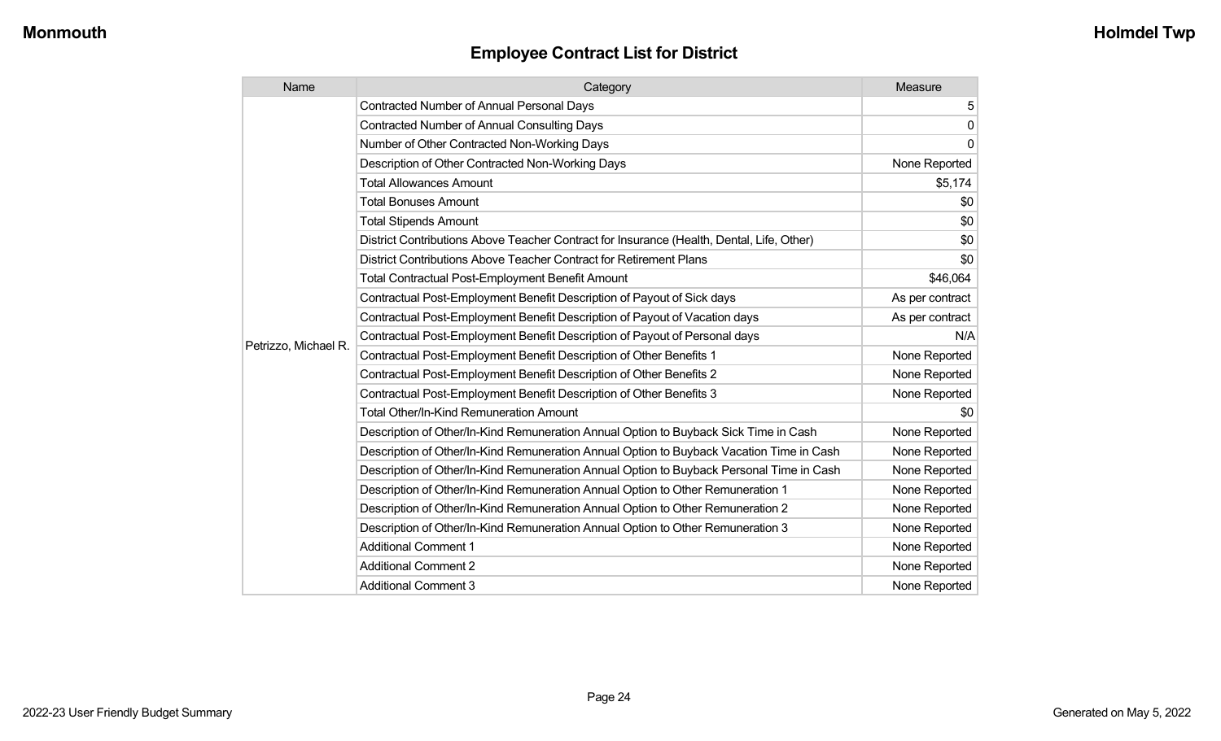## Employee Contract List for District

| Name | Category | Measure |
|---|---|---|
| Petrizzo, Michael R. | Contracted Number of Annual Personal Days | 5 |
| | Contracted Number of Annual Consulting Days | 0 |
| | Number of Other Contracted Non-Working Days | 0 |
| | Description of Other Contracted Non-Working Days | None Reported |
| | Total Allowances Amount | $5,174 |
| | Total Bonuses Amount | $0 |
| | Total Stipends Amount | $0 |
| | District Contributions Above Teacher Contract for Insurance (Health, Dental, Life, Other) | $0 |
| | District Contributions Above Teacher Contract for Retirement Plans | $0 |
| | Total Contractual Post-Employment Benefit Amount | $46,064 |
| | Contractual Post-Employment Benefit Description of Payout of Sick days | As per contract |
| | Contractual Post-Employment Benefit Description of Payout of Vacation days | As per contract |
| | Contractual Post-Employment Benefit Description of Payout of Personal days | N/A |
| | Contractual Post-Employment Benefit Description of Other Benefits 1 | None Reported |
| | Contractual Post-Employment Benefit Description of Other Benefits 2 | None Reported |
| | Contractual Post-Employment Benefit Description of Other Benefits 3 | None Reported |
| | Total Other/In-Kind Remuneration Amount | $0 |
| | Description of Other/In-Kind Remuneration Annual Option to Buyback Sick Time in Cash | None Reported |
| | Description of Other/In-Kind Remuneration Annual Option to Buyback Vacation Time in Cash | None Reported |
| | Description of Other/In-Kind Remuneration Annual Option to Buyback Personal Time in Cash | None Reported |
| | Description of Other/In-Kind Remuneration Annual Option to Other Remuneration 1 | None Reported |
| | Description of Other/In-Kind Remuneration Annual Option to Other Remuneration 2 | None Reported |
| | Description of Other/In-Kind Remuneration Annual Option to Other Remuneration 3 | None Reported |
| | Additional Comment 1 | None Reported |
| | Additional Comment 2 | None Reported |
| | Additional Comment 3 | None Reported |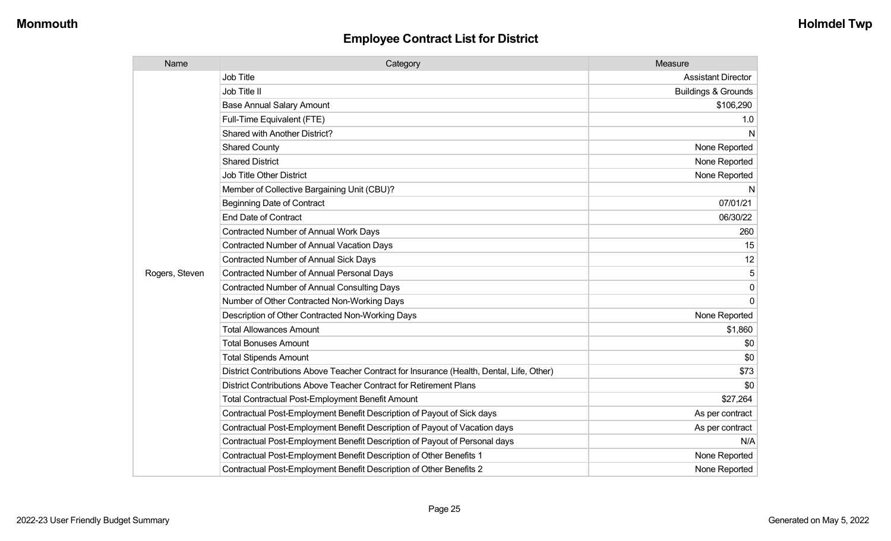## Employee Contract List for District

| Name | Category | Measure |
|---|---|---|
| Rogers, Steven | Job Title | Assistant Director |
| | Job Title II | Buildings & Grounds |
| | Base Annual Salary Amount | $106,290 |
| | Full-Time Equivalent (FTE) | 1.0 |
| | Shared with Another District? | N |
| | Shared County | None Reported |
| | Shared District | None Reported |
| | Job Title Other District | None Reported |
| | Member of Collective Bargaining Unit (CBU)? | N |
| | Beginning Date of Contract | 07/01/21 |
| | End Date of Contract | 06/30/22 |
| | Contracted Number of Annual Work Days | 260 |
| | Contracted Number of Annual Vacation Days | 15 |
| | Contracted Number of Annual Sick Days | 12 |
| | Contracted Number of Annual Personal Days | 5 |
| | Contracted Number of Annual Consulting Days | 0 |
| | Number of Other Contracted Non-Working Days | 0 |
| | Description of Other Contracted Non-Working Days | None Reported |
| | Total Allowances Amount | $1,860 |
| | Total Bonuses Amount | $0 |
| | Total Stipends Amount | $0 |
| | District Contributions Above Teacher Contract for Insurance (Health, Dental, Life, Other) | $73 |
| | District Contributions Above Teacher Contract for Retirement Plans | $0 |
| | Total Contractual Post-Employment Benefit Amount | $27,264 |
| | Contractual Post-Employment Benefit Description of Payout of Sick days | As per contract |
| | Contractual Post-Employment Benefit Description of Payout of Vacation days | As per contract |
| | Contractual Post-Employment Benefit Description of Payout of Personal days | N/A |
| | Contractual Post-Employment Benefit Description of Other Benefits 1 | None Reported |
| | Contractual Post-Employment Benefit Description of Other Benefits 2 | None Reported |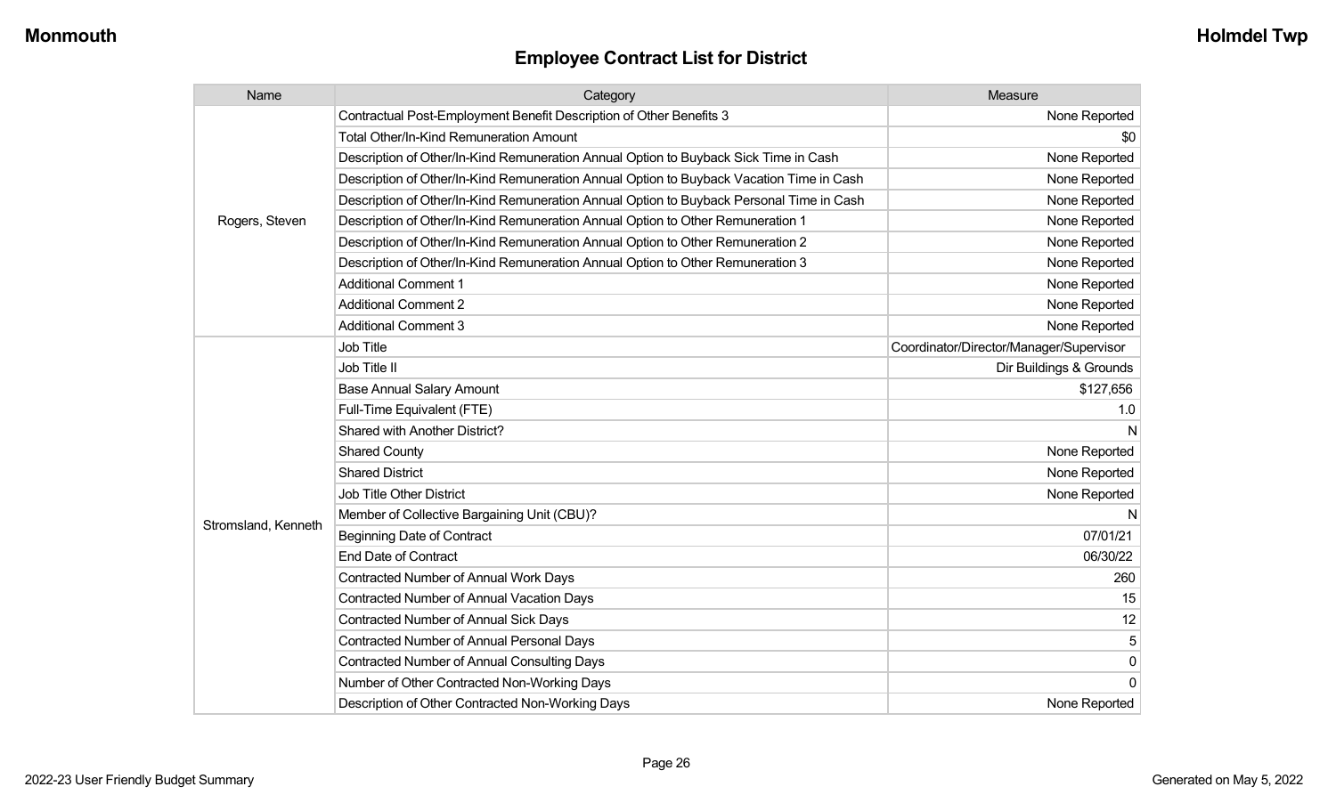## Employee Contract List for District

| Name | Category | Measure |
|---|---|---|
| Rogers, Steven | Contractual Post-Employment Benefit Description of Other Benefits 3 | None Reported |
| | Total Other/In-Kind Remuneration Amount | $0 |
| | Description of Other/In-Kind Remuneration Annual Option to Buyback Sick Time in Cash | None Reported |
| | Description of Other/In-Kind Remuneration Annual Option to Buyback Vacation Time in Cash | None Reported |
| | Description of Other/In-Kind Remuneration Annual Option to Buyback Personal Time in Cash | None Reported |
| | Description of Other/In-Kind Remuneration Annual Option to Other Remuneration 1 | None Reported |
| | Description of Other/In-Kind Remuneration Annual Option to Other Remuneration 2 | None Reported |
| | Description of Other/In-Kind Remuneration Annual Option to Other Remuneration 3 | None Reported |
| | Additional Comment 1 | None Reported |
| | Additional Comment 2 | None Reported |
| | Additional Comment 3 | None Reported |
| Stromsland, Kenneth | Job Title | Coordinator/Director/Manager/Supervisor |
| | Job Title II | Dir Buildings & Grounds |
| | Base Annual Salary Amount | $127,656 |
| | Full-Time Equivalent (FTE) | 1.0 |
| | Shared with Another District? | N |
| | Shared County | None Reported |
| | Shared District | None Reported |
| | Job Title Other District | None Reported |
| | Member of Collective Bargaining Unit (CBU)? | N |
| | Beginning Date of Contract | 07/01/21 |
| | End Date of Contract | 06/30/22 |
| | Contracted Number of Annual Work Days | 260 |
| | Contracted Number of Annual Vacation Days | 15 |
| | Contracted Number of Annual Sick Days | 12 |
| | Contracted Number of Annual Personal Days | 5 |
| | Contracted Number of Annual Consulting Days | 0 |
| | Number of Other Contracted Non-Working Days | 0 |
| | Description of Other Contracted Non-Working Days | None Reported |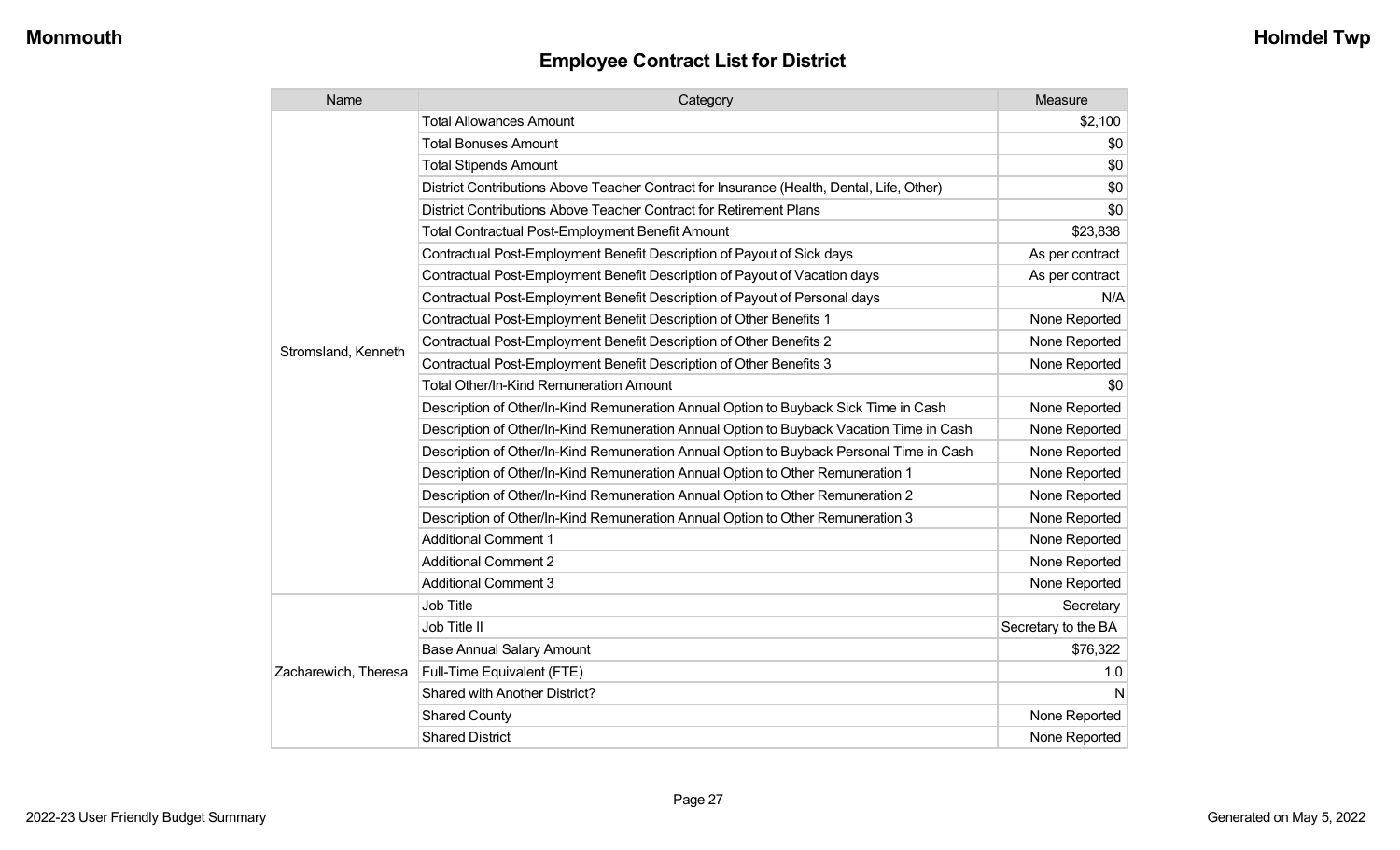## Employee Contract List for District

| Name | Category | Measure |
|---|---|---|
| Stromsland, Kenneth | Total Allowances Amount | $2,100 |
| | Total Bonuses Amount | $0 |
| | Total Stipends Amount | $0 |
| | District Contributions Above Teacher Contract for Insurance (Health, Dental, Life, Other) | $0 |
| | District Contributions Above Teacher Contract for Retirement Plans | $0 |
| | Total Contractual Post-Employment Benefit Amount | $23,838 |
| | Contractual Post-Employment Benefit Description of Payout of Sick days | As per contract |
| | Contractual Post-Employment Benefit Description of Payout of Vacation days | As per contract |
| | Contractual Post-Employment Benefit Description of Payout of Personal days | N/A |
| | Contractual Post-Employment Benefit Description of Other Benefits 1 | None Reported |
| | Contractual Post-Employment Benefit Description of Other Benefits 2 | None Reported |
| | Contractual Post-Employment Benefit Description of Other Benefits 3 | None Reported |
| | Total Other/In-Kind Remuneration Amount | $0 |
| | Description of Other/In-Kind Remuneration Annual Option to Buyback Sick Time in Cash | None Reported |
| | Description of Other/In-Kind Remuneration Annual Option to Buyback Vacation Time in Cash | None Reported |
| | Description of Other/In-Kind Remuneration Annual Option to Buyback Personal Time in Cash | None Reported |
| | Description of Other/In-Kind Remuneration Annual Option to Other Remuneration 1 | None Reported |
| | Description of Other/In-Kind Remuneration Annual Option to Other Remuneration 2 | None Reported |
| | Description of Other/In-Kind Remuneration Annual Option to Other Remuneration 3 | None Reported |
| | Additional Comment 1 | None Reported |
| | Additional Comment 2 | None Reported |
| | Additional Comment 3 | None Reported |
| Zacharewich, Theresa | Job Title | Secretary |
| | Job Title II | Secretary to the BA |
| | Base Annual Salary Amount | $76,322 |
| | Full-Time Equivalent (FTE) | 1.0 |
| | Shared with Another District? | N |
| | Shared County | None Reported |
| | Shared District | None Reported |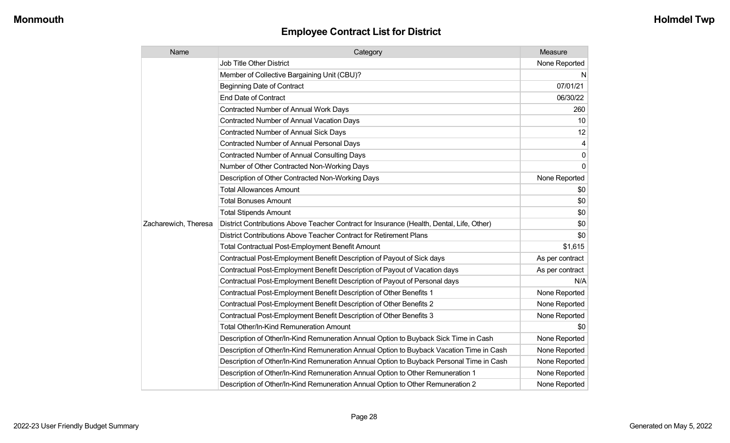## Employee Contract List for District

| Name | Category | Measure |
|---|---|---|
| Zacharewich, Theresa | Job Title Other District | None Reported |
| | Member of Collective Bargaining Unit (CBU)? | N |
| | Beginning Date of Contract | 07/01/21 |
| | End Date of Contract | 06/30/22 |
| | Contracted Number of Annual Work Days | 260 |
| | Contracted Number of Annual Vacation Days | 10 |
| | Contracted Number of Annual Sick Days | 12 |
| | Contracted Number of Annual Personal Days | 4 |
| | Contracted Number of Annual Consulting Days | 0 |
| | Number of Other Contracted Non-Working Days | 0 |
| | Description of Other Contracted Non-Working Days | None Reported |
| | Total Allowances Amount | $0 |
| | Total Bonuses Amount | $0 |
| | Total Stipends Amount | $0 |
| | District Contributions Above Teacher Contract for Insurance (Health, Dental, Life, Other) | $0 |
| | District Contributions Above Teacher Contract for Retirement Plans | $0 |
| | Total Contractual Post-Employment Benefit Amount | $1,615 |
| | Contractual Post-Employment Benefit Description of Payout of Sick days | As per contract |
| | Contractual Post-Employment Benefit Description of Payout of Vacation days | As per contract |
| | Contractual Post-Employment Benefit Description of Payout of Personal days | N/A |
| | Contractual Post-Employment Benefit Description of Other Benefits 1 | None Reported |
| | Contractual Post-Employment Benefit Description of Other Benefits 2 | None Reported |
| | Contractual Post-Employment Benefit Description of Other Benefits 3 | None Reported |
| | Total Other/In-Kind Remuneration Amount | $0 |
| | Description of Other/In-Kind Remuneration Annual Option to Buyback Sick Time in Cash | None Reported |
| | Description of Other/In-Kind Remuneration Annual Option to Buyback Vacation Time in Cash | None Reported |
| | Description of Other/In-Kind Remuneration Annual Option to Buyback Personal Time in Cash | None Reported |
| | Description of Other/In-Kind Remuneration Annual Option to Other Remuneration 1 | None Reported |
| | Description of Other/In-Kind Remuneration Annual Option to Other Remuneration 2 | None Reported |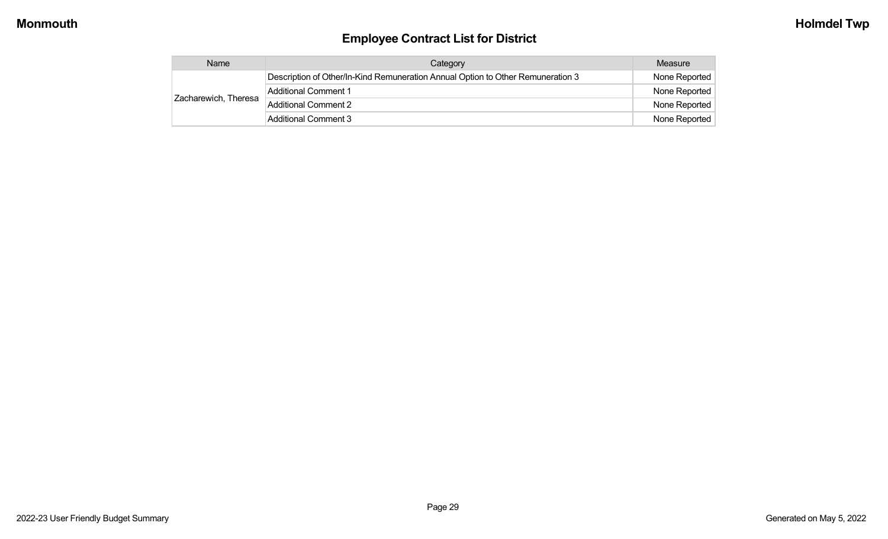## Employee Contract List for District

| Name | Category | Measure |
|---|---|---|
| Zacharewich, Theresa | Description of Other/In-Kind Remuneration Annual Option to Other Remuneration 3 | None Reported |
| | Additional Comment 1 | None Reported |
| | Additional Comment 2 | None Reported |
| | Additional Comment 3 | None Reported |